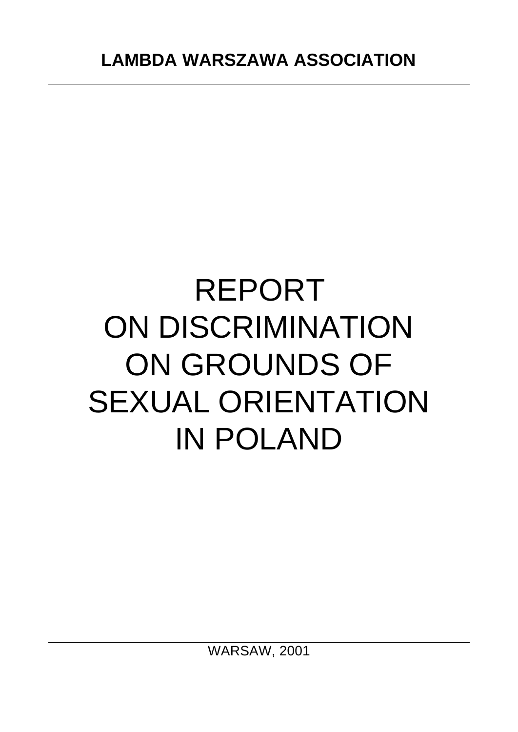**LAMBDA WARSZAWA ASSOCIATION**

# REPORT ON DISCRIMINATION ON GROUNDS OF SEXUAL ORIENTATION IN POLAND

WARSAW, 2001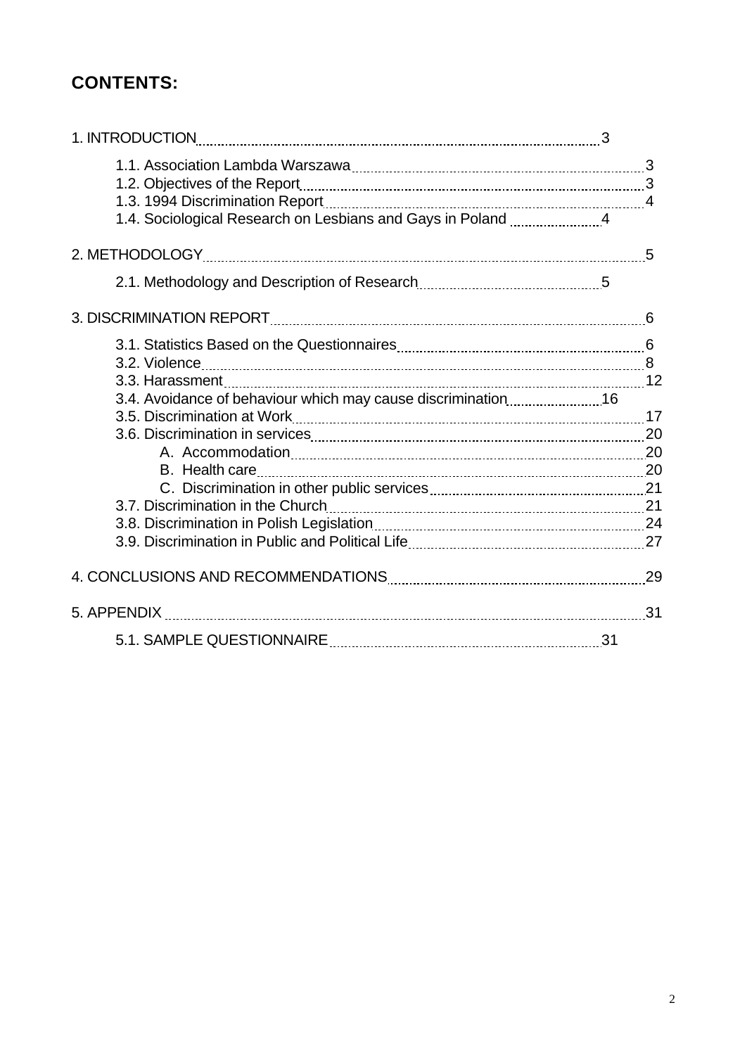## CONTENTS:

1. INTRODUCTION ........ 3
   - 1.1. Association Lambda Warszawa ........ 3
   - 1.2. Objectives of the Report ........ 3
   - 1.3. 1994 Discrimination Report ........ 4
   - 1.4. Sociological Research on Lesbians and Gays in Poland ........ 4

2. METHODOLOGY ........ 5
   - 2.1. Methodology and Description of Research ........ 5

3. DISCRIMINATION REPORT ........ 6
   - 3.1. Statistics Based on the Questionnaires ........ 6
   - 3.2. Violence ........ 8
   - 3.3. Harassment ........ 12
   - 3.4. Avoidance of behaviour which may cause discrimination ........ 16
   - 3.5. Discrimination at Work ........ 17
   - 3.6. Discrimination in services ........ 20
     - A. Accommodation ........ 20
     - B. Health care ........ 20
     - C. Discrimination in other public services ........ 21
   - 3.7. Discrimination in the Church ........ 21
   - 3.8. Discrimination in Polish Legislation ........ 24
   - 3.9. Discrimination in Public and Political Life ........ 27

4. CONCLUSIONS AND RECOMMENDATIONS ........ 29

5. APPENDIX ........ 31
   - 5.1. SAMPLE QUESTIONNAIRE ........ 31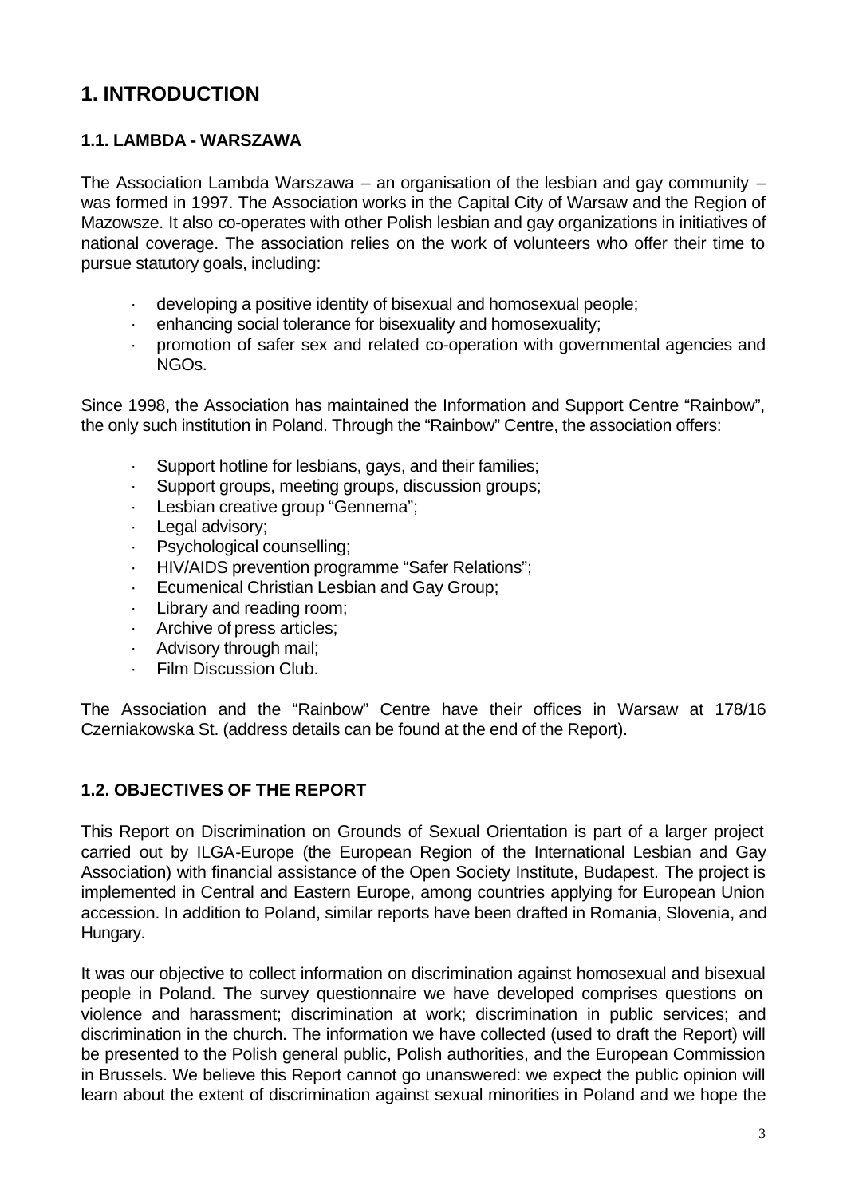# 1. INTRODUCTION

## 1.1. LAMBDA - WARSZAWA

The Association Lambda Warszawa – an organisation of the lesbian and gay community – was formed in 1997. The Association works in the Capital City of Warsaw and the Region of Mazowsze. It also co-operates with other Polish lesbian and gay organizations in initiatives of national coverage. The association relies on the work of volunteers who offer their time to pursue statutory goals, including:

- developing a positive identity of bisexual and homosexual people;
- enhancing social tolerance for bisexuality and homosexuality;
- promotion of safer sex and related co-operation with governmental agencies and NGOs.

Since 1998, the Association has maintained the Information and Support Centre "Rainbow", the only such institution in Poland. Through the "Rainbow" Centre, the association offers:

- Support hotline for lesbians, gays, and their families;
- Support groups, meeting groups, discussion groups;
- Lesbian creative group "Gennema";
- Legal advisory;
- Psychological counselling;
- HIV/AIDS prevention programme "Safer Relations";
- Ecumenical Christian Lesbian and Gay Group;
- Library and reading room;
- Archive of press articles;
- Advisory through mail;
- Film Discussion Club.

The Association and the "Rainbow" Centre have their offices in Warsaw at 178/16 Czerniakowska St. (address details can be found at the end of the Report).

## 1.2. OBJECTIVES OF THE REPORT

This Report on Discrimination on Grounds of Sexual Orientation is part of a larger project carried out by ILGA-Europe (the European Region of the International Lesbian and Gay Association) with financial assistance of the Open Society Institute, Budapest. The project is implemented in Central and Eastern Europe, among countries applying for European Union accession. In addition to Poland, similar reports have been drafted in Romania, Slovenia, and Hungary.

It was our objective to collect information on discrimination against homosexual and bisexual people in Poland. The survey questionnaire we have developed comprises questions on violence and harassment; discrimination at work; discrimination in public services; and discrimination in the church. The information we have collected (used to draft the Report) will be presented to the Polish general public, Polish authorities, and the European Commission in Brussels. We believe this Report cannot go unanswered: we expect the public opinion will learn about the extent of discrimination against sexual minorities in Poland and we hope the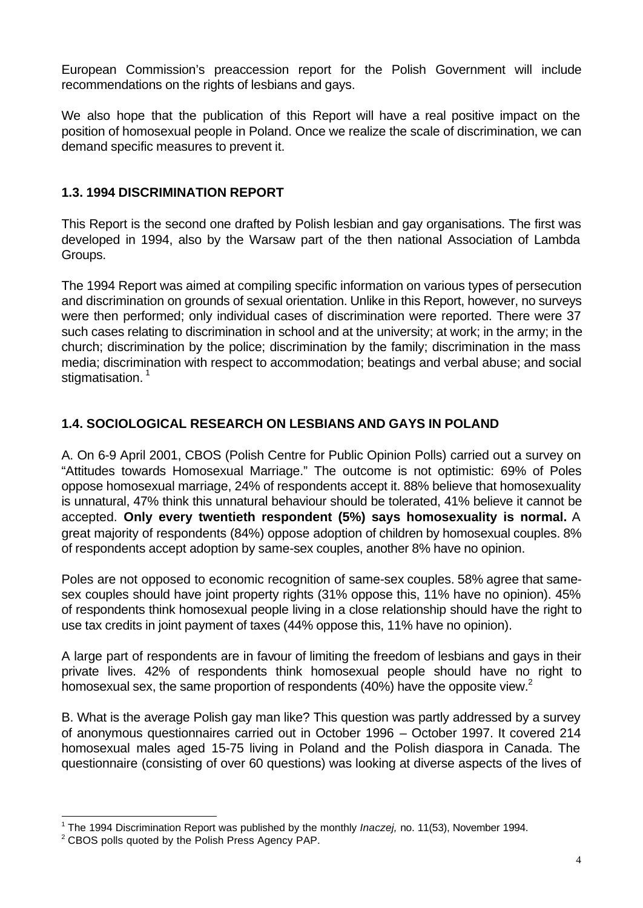European Commission's preaccession report for the Polish Government will include recommendations on the rights of lesbians and gays.

We also hope that the publication of this Report will have a real positive impact on the position of homosexual people in Poland. Once we realize the scale of discrimination, we can demand specific measures to prevent it.

### 1.3. 1994 DISCRIMINATION REPORT

This Report is the second one drafted by Polish lesbian and gay organisations. The first was developed in 1994, also by the Warsaw part of the then national Association of Lambda Groups.

The 1994 Report was aimed at compiling specific information on various types of persecution and discrimination on grounds of sexual orientation. Unlike in this Report, however, no surveys were then performed; only individual cases of discrimination were reported. There were 37 such cases relating to discrimination in school and at the university; at work; in the army; in the church; discrimination by the police; discrimination by the family; discrimination in the mass media; discrimination with respect to accommodation; beatings and verbal abuse; and social stigmatisation. [1]

### 1.4. SOCIOLOGICAL RESEARCH ON LESBIANS AND GAYS IN POLAND

A. On 6-9 April 2001, CBOS (Polish Centre for Public Opinion Polls) carried out a survey on "Attitudes towards Homosexual Marriage." The outcome is not optimistic: 69% of Poles oppose homosexual marriage, 24% of respondents accept it. 88% believe that homosexuality is unnatural, 47% think this unnatural behaviour should be tolerated, 41% believe it cannot be accepted. **Only every twentieth respondent (5%) says homosexuality is normal.** A great majority of respondents (84%) oppose adoption of children by homosexual couples. 8% of respondents accept adoption by same-sex couples, another 8% have no opinion.

Poles are not opposed to economic recognition of same-sex couples. 58% agree that same-sex couples should have joint property rights (31% oppose this, 11% have no opinion). 45% of respondents think homosexual people living in a close relationship should have the right to use tax credits in joint payment of taxes (44% oppose this, 11% have no opinion).

A large part of respondents are in favour of limiting the freedom of lesbians and gays in their private lives. 42% of respondents think homosexual people should have no right to homosexual sex, the same proportion of respondents (40%) have the opposite view.[2]

B. What is the average Polish gay man like? This question was partly addressed by a survey of anonymous questionnaires carried out in October 1996 – October 1997. It covered 214 homosexual males aged 15-75 living in Poland and the Polish diaspora in Canada. The questionnaire (consisting of over 60 questions) was looking at diverse aspects of the lives of

---

[1] The 1994 Discrimination Report was published by the monthly *Inaczej,* no. 11(53), November 1994.

[2] CBOS polls quoted by the Polish Press Agency PAP.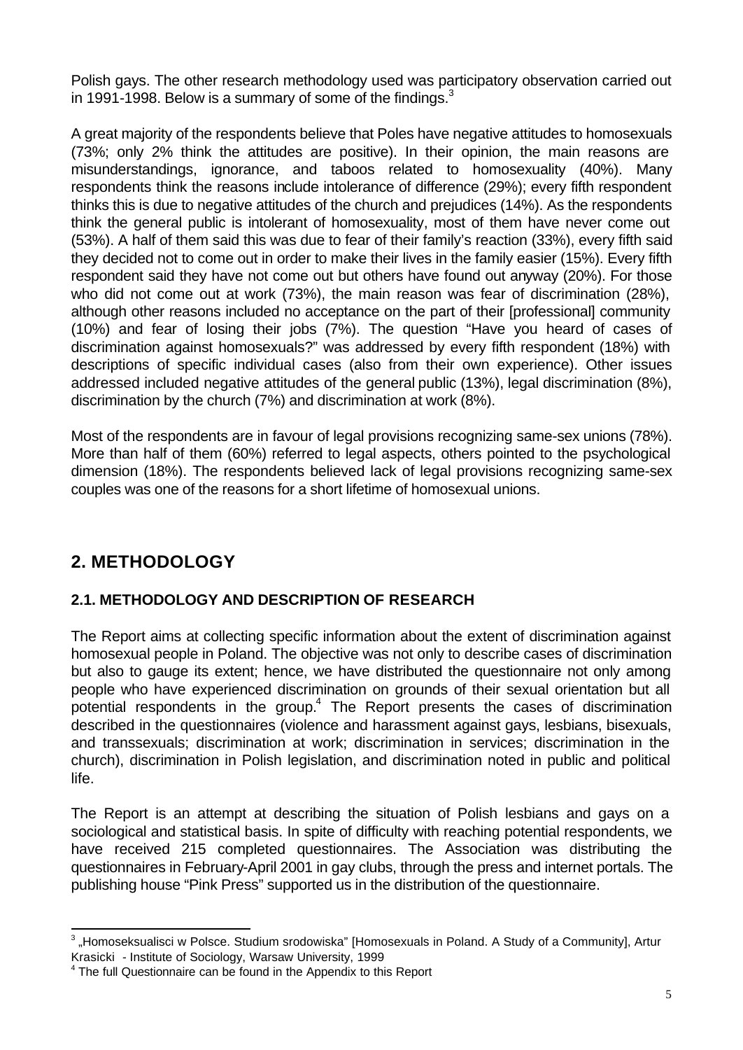Polish gays. The other research methodology used was participatory observation carried out in 1991-1998. Below is a summary of some of the findings.[3]

A great majority of the respondents believe that Poles have negative attitudes to homosexuals (73%; only 2% think the attitudes are positive). In their opinion, the main reasons are misunderstandings, ignorance, and taboos related to homosexuality (40%). Many respondents think the reasons include intolerance of difference (29%); every fifth respondent thinks this is due to negative attitudes of the church and prejudices (14%). As the respondents think the general public is intolerant of homosexuality, most of them have never come out (53%). A half of them said this was due to fear of their family's reaction (33%), every fifth said they decided not to come out in order to make their lives in the family easier (15%). Every fifth respondent said they have not come out but others have found out anyway (20%). For those who did not come out at work (73%), the main reason was fear of discrimination (28%), although other reasons included no acceptance on the part of their [professional] community (10%) and fear of losing their jobs (7%). The question "Have you heard of cases of discrimination against homosexuals?" was addressed by every fifth respondent (18%) with descriptions of specific individual cases (also from their own experience). Other issues addressed included negative attitudes of the general public (13%), legal discrimination (8%), discrimination by the church (7%) and discrimination at work (8%).

Most of the respondents are in favour of legal provisions recognizing same-sex unions (78%). More than half of them (60%) referred to legal aspects, others pointed to the psychological dimension (18%). The respondents believed lack of legal provisions recognizing same-sex couples was one of the reasons for a short lifetime of homosexual unions.

## 2. METHODOLOGY

### 2.1. METHODOLOGY AND DESCRIPTION OF RESEARCH

The Report aims at collecting specific information about the extent of discrimination against homosexual people in Poland. The objective was not only to describe cases of discrimination but also to gauge its extent; hence, we have distributed the questionnaire not only among people who have experienced discrimination on grounds of their sexual orientation but all potential respondents in the group.[4] The Report presents the cases of discrimination described in the questionnaires (violence and harassment against gays, lesbians, bisexuals, and transsexuals; discrimination at work; discrimination in services; discrimination in the church), discrimination in Polish legislation, and discrimination noted in public and political life.

The Report is an attempt at describing the situation of Polish lesbians and gays on a sociological and statistical basis. In spite of difficulty with reaching potential respondents, we have received 215 completed questionnaires. The Association was distributing the questionnaires in February-April 2001 in gay clubs, through the press and internet portals. The publishing house "Pink Press" supported us in the distribution of the questionnaire.

---

[3] „Homoseksualisci w Polsce. Studium srodowiska" [Homosexuals in Poland. A Study of a Community], Artur Krasicki - Institute of Sociology, Warsaw University, 1999

[4] The full Questionnaire can be found in the Appendix to this Report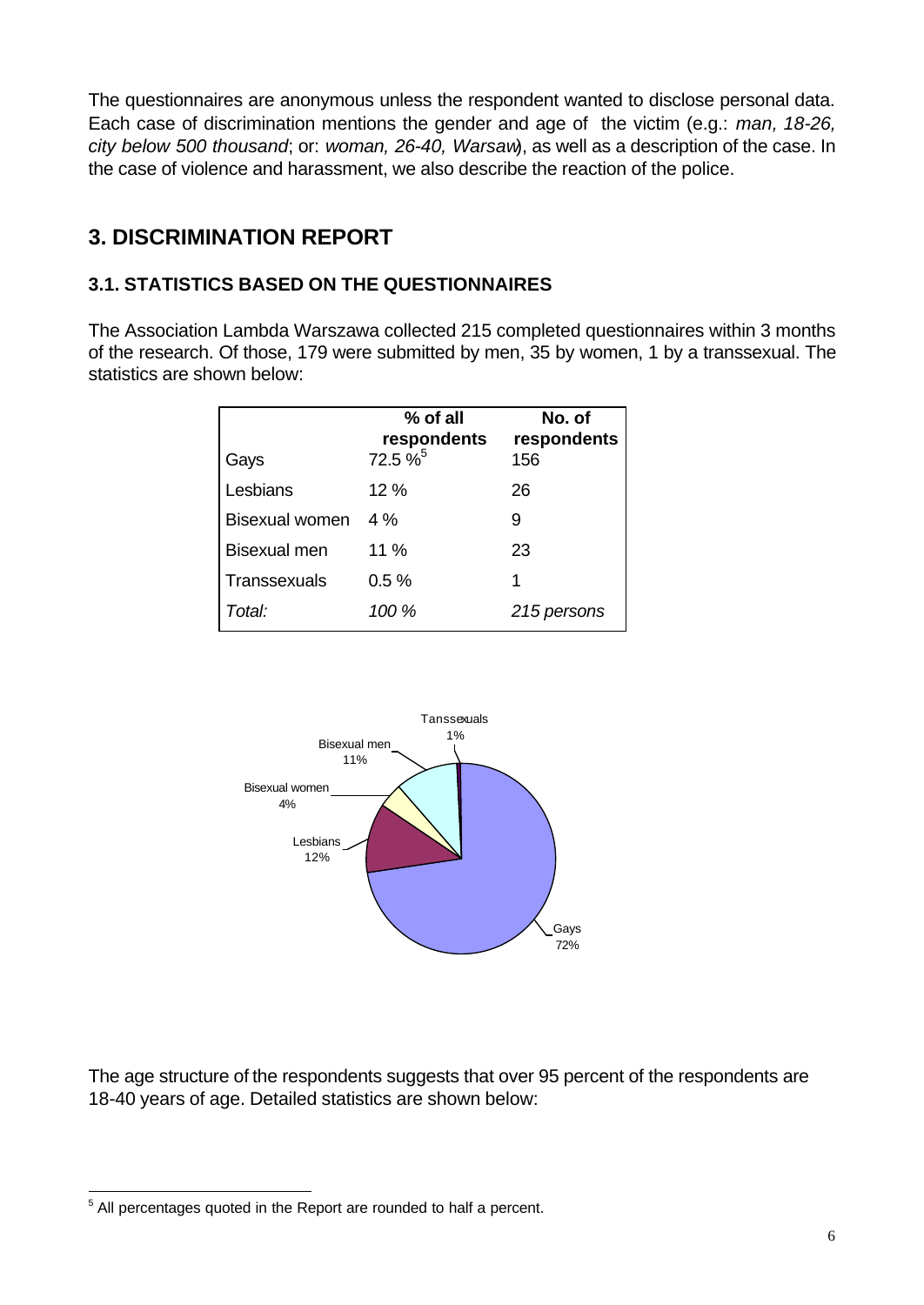The questionnaires are anonymous unless the respondent wanted to disclose personal data. Each case of discrimination mentions the gender and age of the victim (e.g.: *man, 18-26, city below 500 thousand*; or: *woman, 26-40, Warsaw*), as well as a description of the case. In the case of violence and harassment, we also describe the reaction of the police.

## 3. DISCRIMINATION REPORT

### 3.1. STATISTICS BASED ON THE QUESTIONNAIRES

The Association Lambda Warszawa collected 215 completed questionnaires within 3 months of the research. Of those, 179 were submitted by men, 35 by women, 1 by a transsexual. The statistics are shown below:

| | % of all respondents | No. of respondents |
|---|---|---|
| Gays | 72.5 %[5] | 156 |
| Lesbians | 12 % | 26 |
| Bisexual women | 4 % | 9 |
| Bisexual men | 11 % | 23 |
| Transsexuals | 0.5 % | 1 |
| *Total:* | *100 %* | *215 persons* |

Tanssexuals 1%, Bisexual men 11%, Bisexual women 4%, Lesbians 12%, Gays 72%

The age structure of the respondents suggests that over 95 percent of the respondents are 18-40 years of age. Detailed statistics are shown below:

[5] All percentages quoted in the Report are rounded to half a percent.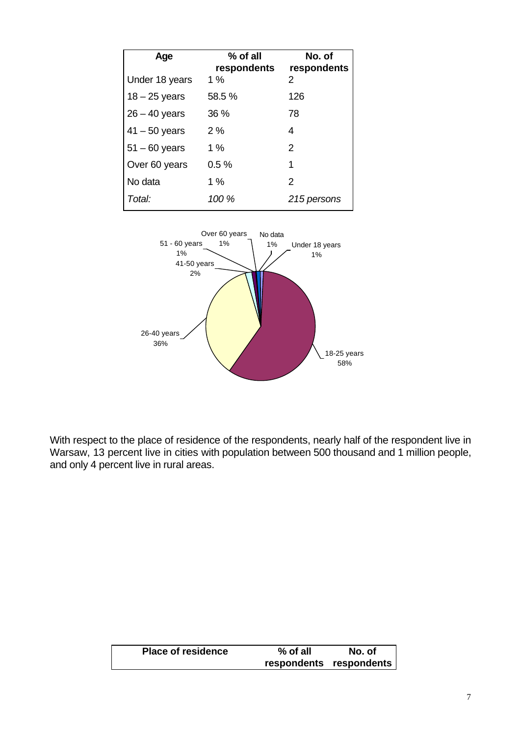| Age | % of all respondents | No. of respondents |
|---|---|---|
| Under 18 years | 1 % | 2 |
| 18 – 25 years | 58.5 % | 126 |
| 26 – 40 years | 36 % | 78 |
| 41 – 50 years | 2 % | 4 |
| 51 – 60 years | 1 % | 2 |
| Over 60 years | 0.5 % | 1 |
| No data | 1 % | 2 |
| *Total:* | *100 %* | *215 persons* |

With respect to the place of residence of the respondents, nearly half of the respondent live in Warsaw, 13 percent live in cities with population between 500 thousand and 1 million people, and only 4 percent live in rural areas.

| Place of residence | % of all respondents | No. of respondents |
|---|---|---|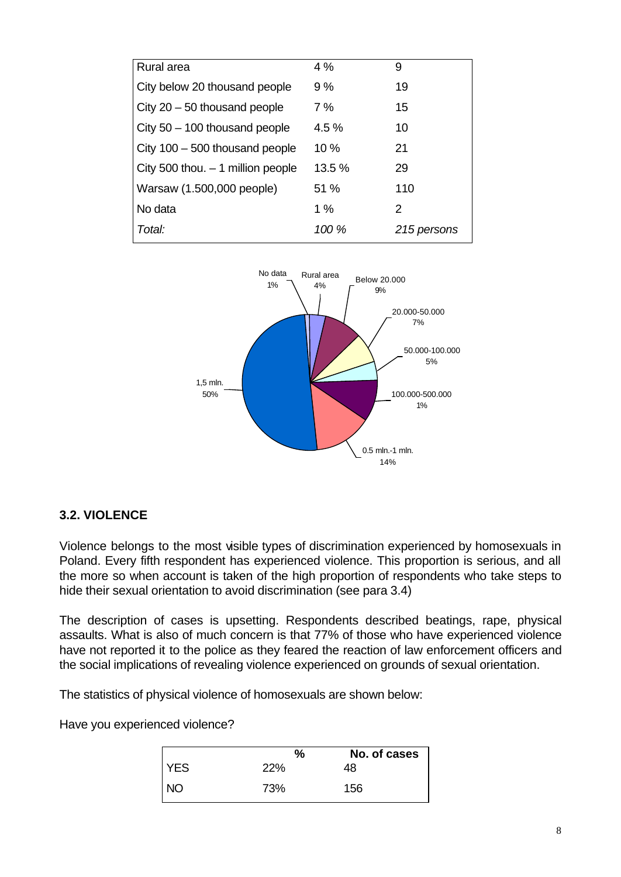| Rural area | 4 % | 9 |
| --- | --- | --- |
| City below 20 thousand people | 9 % | 19 |
| City 20 – 50 thousand people | 7 % | 15 |
| City 50 – 100 thousand people | 4.5 % | 10 |
| City 100 – 500 thousand people | 10 % | 21 |
| City 500 thou. – 1 million people | 13.5 % | 29 |
| Warsaw (1.500,000 people) | 51 % | 110 |
| No data | 1 % | 2 |
| *Total:* | *100 %* | *215 persons* |

## 3.2. VIOLENCE

Violence belongs to the most visible types of discrimination experienced by homosexuals in Poland. Every fifth respondent has experienced violence. This proportion is serious, and all the more so when account is taken of the high proportion of respondents who take steps to hide their sexual orientation to avoid discrimination (see para 3.4)

The description of cases is upsetting. Respondents described beatings, rape, physical assaults. What is also of much concern is that 77% of those who have experienced violence have not reported it to the police as they feared the reaction of law enforcement officers and the social implications of revealing violence experienced on grounds of sexual orientation.

The statistics of physical violence of homosexuals are shown below:

Have you experienced violence?

| | % | No. of cases |
| --- | --- | --- |
| YES | 22% | 48 |
| NO | 73% | 156 |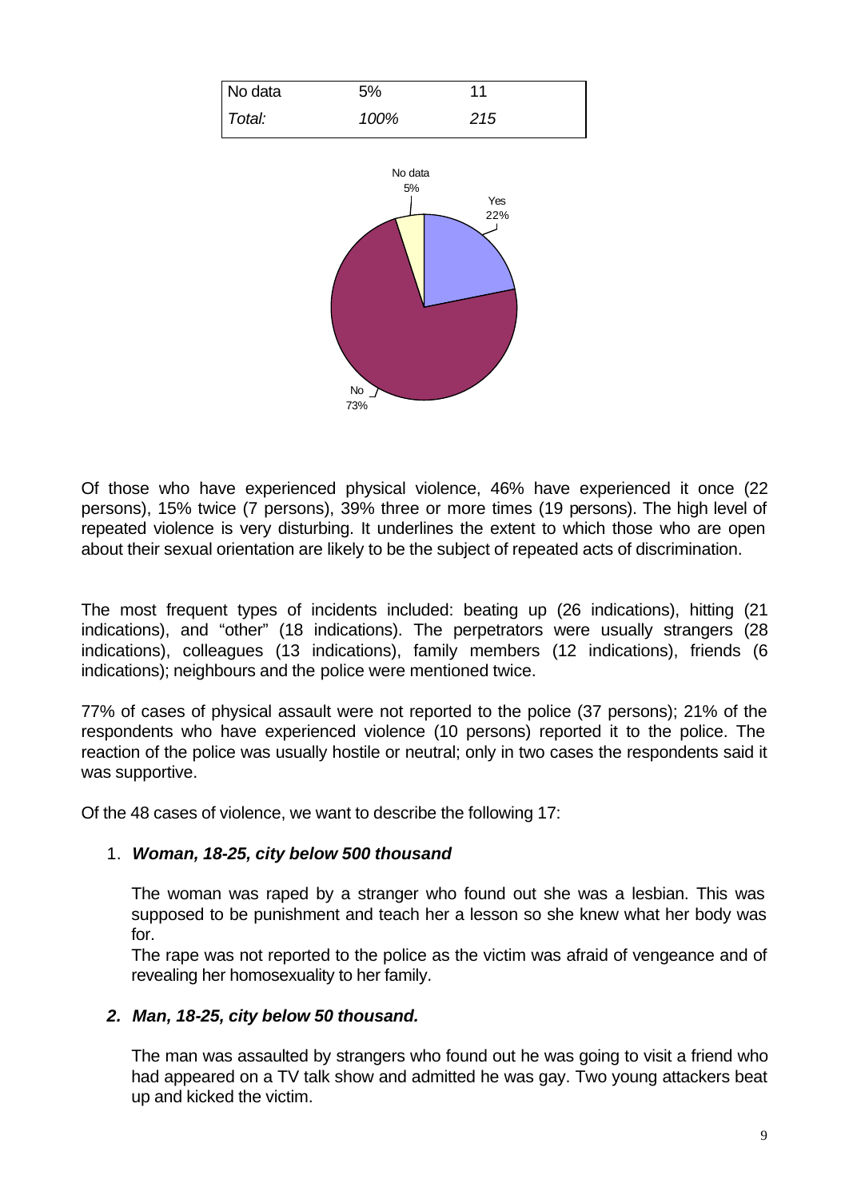| No data | 5% | 11 |
|---|---|---|
| *Total:* | *100%* | *215* |

Of those who have experienced physical violence, 46% have experienced it once (22 persons), 15% twice (7 persons), 39% three or more times (19 persons). The high level of repeated violence is very disturbing. It underlines the extent to which those who are open about their sexual orientation are likely to be the subject of repeated acts of discrimination.

The most frequent types of incidents included: beating up (26 indications), hitting (21 indications), and "other" (18 indications). The perpetrators were usually strangers (28 indications), colleagues (13 indications), family members (12 indications), friends (6 indications); neighbours and the police were mentioned twice.

77% of cases of physical assault were not reported to the police (37 persons); 21% of the respondents who have experienced violence (10 persons) reported it to the police. The reaction of the police was usually hostile or neutral; only in two cases the respondents said it was supportive.

Of the 48 cases of violence, we want to describe the following 17:

1. ***Woman, 18-25, city below 500 thousand***

   The woman was raped by a stranger who found out she was a lesbian. This was supposed to be punishment and teach her a lesson so she knew what her body was for.

   The rape was not reported to the police as the victim was afraid of vengeance and of revealing her homosexuality to her family.

2. ***Man, 18-25, city below 50 thousand.***

   The man was assaulted by strangers who found out he was going to visit a friend who had appeared on a TV talk show and admitted he was gay. Two young attackers beat up and kicked the victim.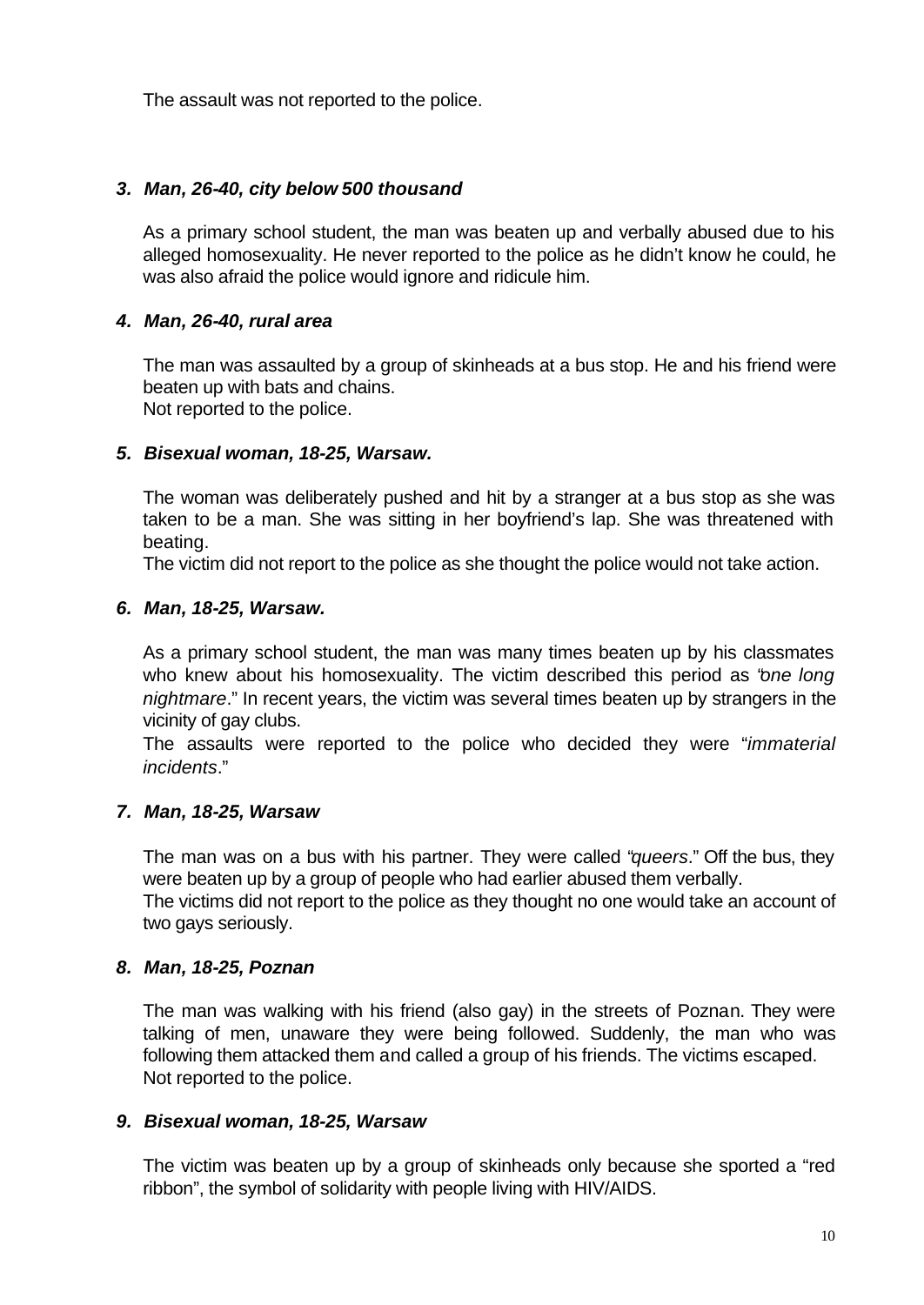The assault was not reported to the police.

3. ***Man, 26-40, city below 500 thousand***

   As a primary school student, the man was beaten up and verbally abused due to his alleged homosexuality. He never reported to the police as he didn't know he could, he was also afraid the police would ignore and ridicule him.

4. ***Man, 26-40, rural area***

   The man was assaulted by a group of skinheads at a bus stop. He and his friend were beaten up with bats and chains.
   Not reported to the police.

5. ***Bisexual woman, 18-25, Warsaw.***

   The woman was deliberately pushed and hit by a stranger at a bus stop as she was taken to be a man. She was sitting in her boyfriend's lap. She was threatened with beating.
   The victim did not report to the police as she thought the police would not take action.

6. ***Man, 18-25, Warsaw.***

   As a primary school student, the man was many times beaten up by his classmates who knew about his homosexuality. The victim described this period as "*one long nightmare*." In recent years, the victim was several times beaten up by strangers in the vicinity of gay clubs.
   The assaults were reported to the police who decided they were "*immaterial incidents*."

7. ***Man, 18-25, Warsaw***

   The man was on a bus with his partner. They were called "*queers*." Off the bus, they were beaten up by a group of people who had earlier abused them verbally.
   The victims did not report to the police as they thought no one would take an account of two gays seriously.

8. ***Man, 18-25, Poznan***

   The man was walking with his friend (also gay) in the streets of Poznan. They were talking of men, unaware they were being followed. Suddenly, the man who was following them attacked them and called a group of his friends. The victims escaped.
   Not reported to the police.

9. ***Bisexual woman, 18-25, Warsaw***

   The victim was beaten up by a group of skinheads only because she sported a "red ribbon", the symbol of solidarity with people living with HIV/AIDS.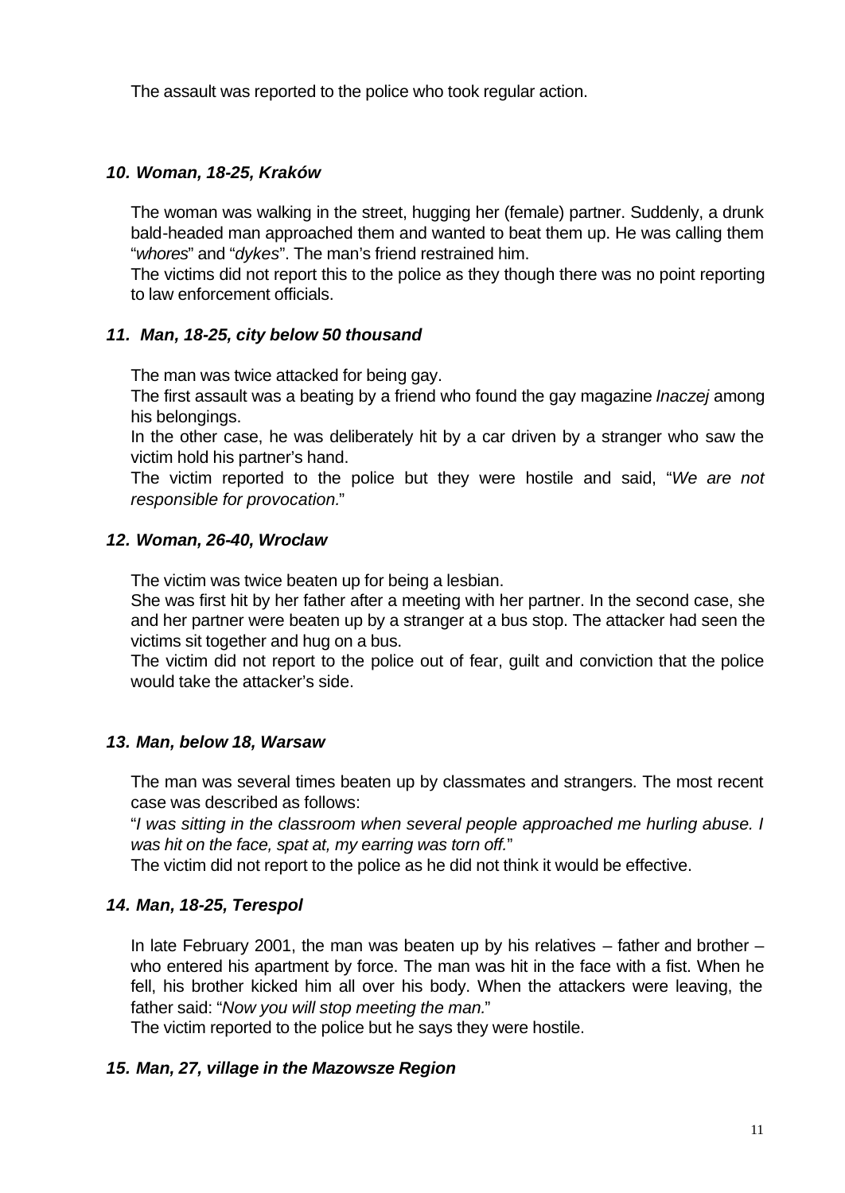The assault was reported to the police who took regular action.

### *10. Woman, 18-25, Kraków*

The woman was walking in the street, hugging her (female) partner. Suddenly, a drunk bald-headed man approached them and wanted to beat them up. He was calling them "*whores*" and "*dykes*". The man's friend restrained him.

The victims did not report this to the police as they though there was no point reporting to law enforcement officials.

### *11. Man, 18-25, city below 50 thousand*

The man was twice attacked for being gay.

The first assault was a beating by a friend who found the gay magazine *Inaczej* among his belongings.

In the other case, he was deliberately hit by a car driven by a stranger who saw the victim hold his partner's hand.

The victim reported to the police but they were hostile and said, "*We are not responsible for provocation.*"

### *12. Woman, 26-40, Wroclaw*

The victim was twice beaten up for being a lesbian.

She was first hit by her father after a meeting with her partner. In the second case, she and her partner were beaten up by a stranger at a bus stop. The attacker had seen the victims sit together and hug on a bus.

The victim did not report to the police out of fear, guilt and conviction that the police would take the attacker's side.

### *13. Man, below 18, Warsaw*

The man was several times beaten up by classmates and strangers. The most recent case was described as follows:

"*I was sitting in the classroom when several people approached me hurling abuse. I was hit on the face, spat at, my earring was torn off.*"

The victim did not report to the police as he did not think it would be effective.

### *14. Man, 18-25, Terespol*

In late February 2001, the man was beaten up by his relatives – father and brother – who entered his apartment by force. The man was hit in the face with a fist. When he fell, his brother kicked him all over his body. When the attackers were leaving, the father said: "*Now you will stop meeting the man.*"

The victim reported to the police but he says they were hostile.

### *15. Man, 27, village in the Mazowsze Region*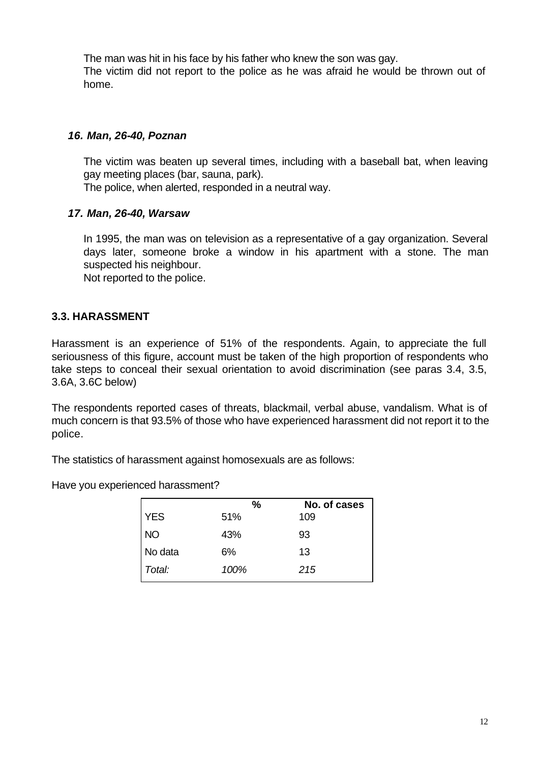The man was hit in his face by his father who knew the son was gay.
The victim did not report to the police as he was afraid he would be thrown out of home.

***16. Man, 26-40, Poznan***

The victim was beaten up several times, including with a baseball bat, when leaving gay meeting places (bar, sauna, park).
The police, when alerted, responded in a neutral way.

***17. Man, 26-40, Warsaw***

In 1995, the man was on television as a representative of a gay organization. Several days later, someone broke a window in his apartment with a stone. The man suspected his neighbour.
Not reported to the police.

### 3.3. HARASSMENT

Harassment is an experience of 51% of the respondents. Again, to appreciate the full seriousness of this figure, account must be taken of the high proportion of respondents who take steps to conceal their sexual orientation to avoid discrimination (see paras 3.4, 3.5, 3.6A, 3.6C below)

The respondents reported cases of threats, blackmail, verbal abuse, vandalism. What is of much concern is that 93.5% of those who have experienced harassment did not report it to the police.

The statistics of harassment against homosexuals are as follows:

Have you experienced harassment?

| | % | No. of cases |
|---|---|---|
| YES | 51% | 109 |
| NO | 43% | 93 |
| No data | 6% | 13 |
| *Total:* | *100%* | *215* |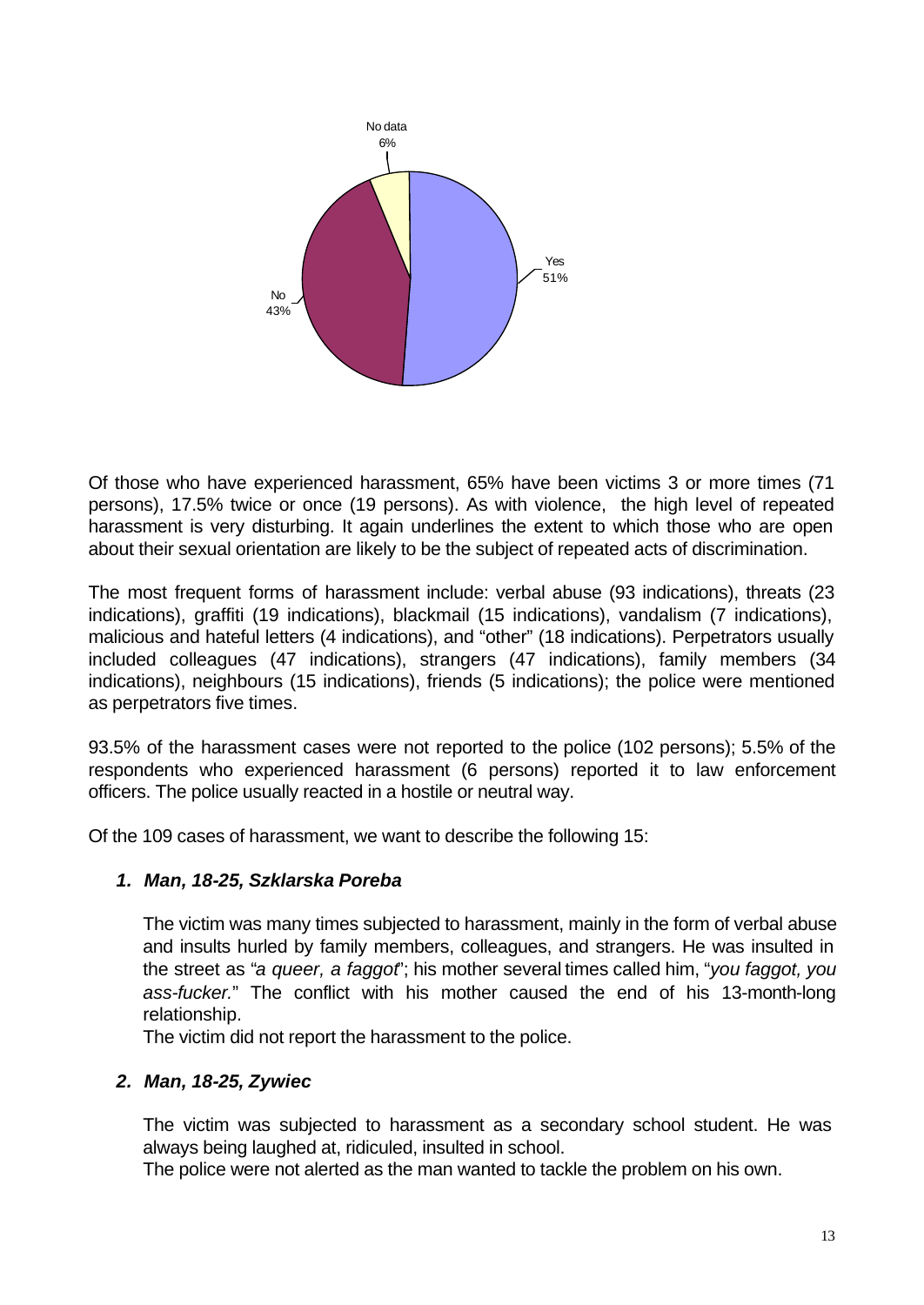No data
6%

Yes
51%

No
43%

Of those who have experienced harassment, 65% have been victims 3 or more times (71 persons), 17.5% twice or once (19 persons). As with violence, the high level of repeated harassment is very disturbing. It again underlines the extent to which those who are open about their sexual orientation are likely to be the subject of repeated acts of discrimination.

The most frequent forms of harassment include: verbal abuse (93 indications), threats (23 indications), graffiti (19 indications), blackmail (15 indications), vandalism (7 indications), malicious and hateful letters (4 indications), and "other" (18 indications). Perpetrators usually included colleagues (47 indications), strangers (47 indications), family members (34 indications), neighbours (15 indications), friends (5 indications); the police were mentioned as perpetrators five times.

93.5% of the harassment cases were not reported to the police (102 persons); 5.5% of the respondents who experienced harassment (6 persons) reported it to law enforcement officers. The police usually reacted in a hostile or neutral way.

Of the 109 cases of harassment, we want to describe the following 15:

1. ***Man, 18-25, Szklarska Poreba***

   The victim was many times subjected to harassment, mainly in the form of verbal abuse and insults hurled by family members, colleagues, and strangers. He was insulted in the street as "*a queer, a faggot*"; his mother several times called him, "*you faggot, you ass-fucker.*" The conflict with his mother caused the end of his 13-month-long relationship.
   The victim did not report the harassment to the police.

2. ***Man, 18-25, Zywiec***

   The victim was subjected to harassment as a secondary school student. He was always being laughed at, ridiculed, insulted in school.
   The police were not alerted as the man wanted to tackle the problem on his own.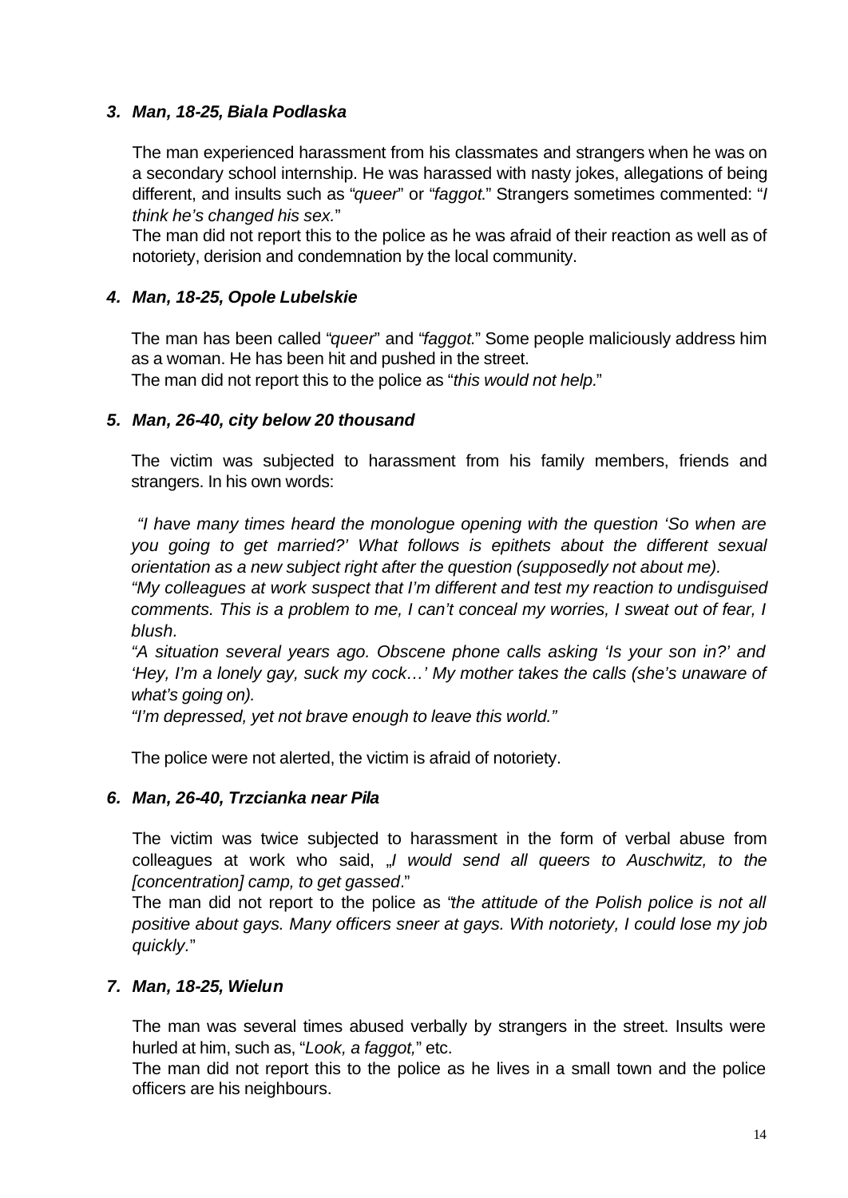### *3. Man, 18-25, Biala Podlaska*

The man experienced harassment from his classmates and strangers when he was on a secondary school internship. He was harassed with nasty jokes, allegations of being different, and insults such as "*queer*" or "*faggot.*" Strangers sometimes commented: "*I think he's changed his sex.*"

The man did not report this to the police as he was afraid of their reaction as well as of notoriety, derision and condemnation by the local community.

### *4. Man, 18-25, Opole Lubelskie*

The man has been called "*queer*" and "*faggot.*" Some people maliciously address him as a woman. He has been hit and pushed in the street.

The man did not report this to the police as "*this would not help.*"

### *5. Man, 26-40, city below 20 thousand*

The victim was subjected to harassment from his family members, friends and strangers. In his own words:

*"I have many times heard the monologue opening with the question 'So when are you going to get married?' What follows is epithets about the different sexual orientation as a new subject right after the question (supposedly not about me).*

*"My colleagues at work suspect that I'm different and test my reaction to undisguised comments. This is a problem to me, I can't conceal my worries, I sweat out of fear, I blush.*

*"A situation several years ago. Obscene phone calls asking 'Is your son in?' and 'Hey, I'm a lonely gay, suck my cock…' My mother takes the calls (she's unaware of what's going on).*

*"I'm depressed, yet not brave enough to leave this world."*

The police were not alerted, the victim is afraid of notoriety.

### *6. Man, 26-40, Trzcianka near Pila*

The victim was twice subjected to harassment in the form of verbal abuse from colleagues at work who said, „*I would send all queers to Auschwitz, to the [concentration] camp, to get gassed*."

The man did not report to the police as "*the attitude of the Polish police is not all positive about gays. Many officers sneer at gays. With notoriety, I could lose my job quickly.*"

### *7. Man, 18-25, Wielun*

The man was several times abused verbally by strangers in the street. Insults were hurled at him, such as, "*Look, a faggot,*" etc.

The man did not report this to the police as he lives in a small town and the police officers are his neighbours.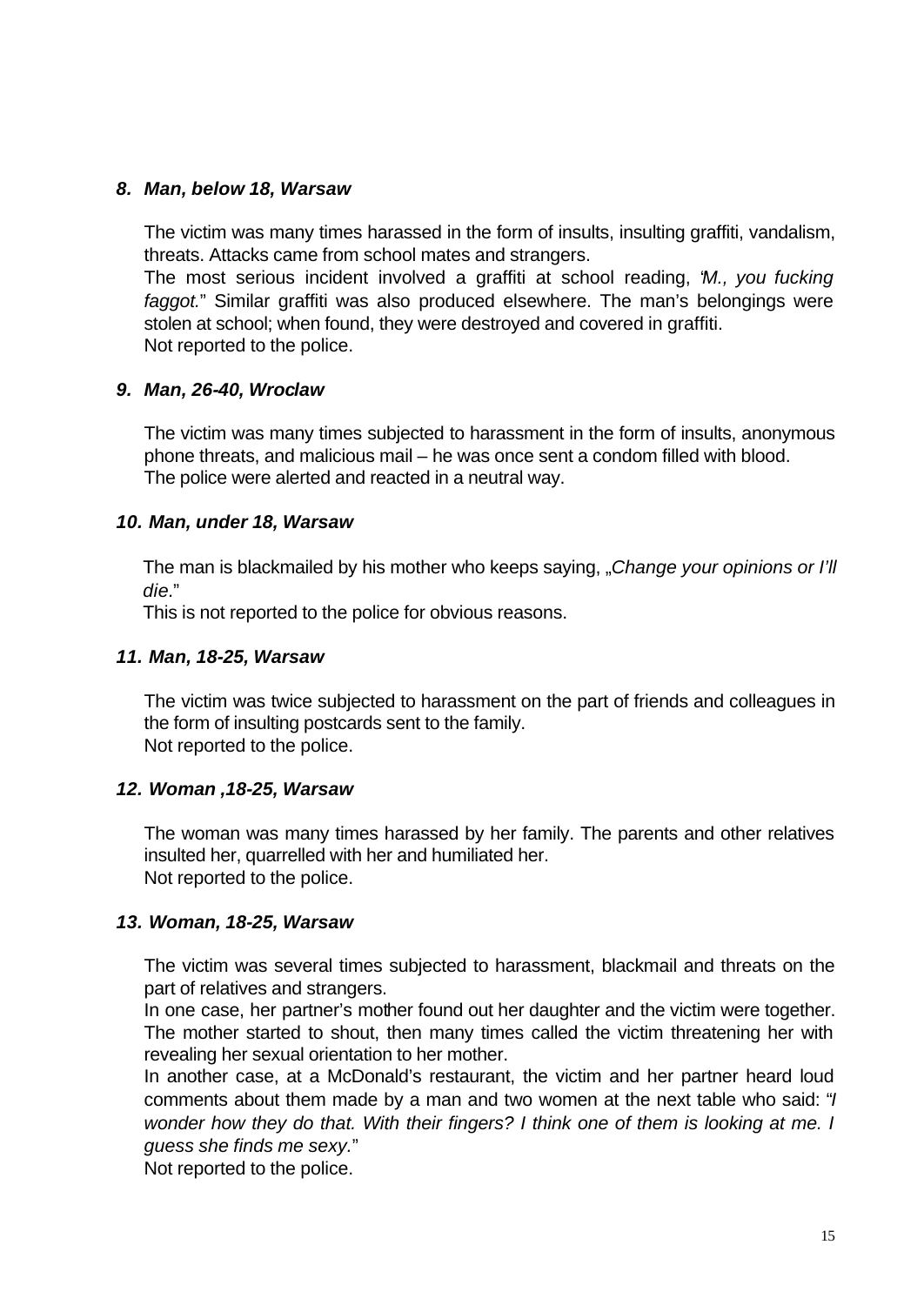### *8. Man, below 18, Warsaw*

The victim was many times harassed in the form of insults, insulting graffiti, vandalism, threats. Attacks came from school mates and strangers.
The most serious incident involved a graffiti at school reading, "*M., you fucking faggot.*" Similar graffiti was also produced elsewhere. The man's belongings were stolen at school; when found, they were destroyed and covered in graffiti.
Not reported to the police.

### *9. Man, 26-40, Wroclaw*

The victim was many times subjected to harassment in the form of insults, anonymous phone threats, and malicious mail – he was once sent a condom filled with blood.
The police were alerted and reacted in a neutral way.

### *10. Man, under 18, Warsaw*

The man is blackmailed by his mother who keeps saying, „*Change your opinions or I'll die.*"
This is not reported to the police for obvious reasons.

### *11. Man, 18-25, Warsaw*

The victim was twice subjected to harassment on the part of friends and colleagues in the form of insulting postcards sent to the family.
Not reported to the police.

### *12. Woman ,18-25, Warsaw*

The woman was many times harassed by her family. The parents and other relatives insulted her, quarrelled with her and humiliated her.
Not reported to the police.

### *13. Woman, 18-25, Warsaw*

The victim was several times subjected to harassment, blackmail and threats on the part of relatives and strangers.
In one case, her partner's mother found out her daughter and the victim were together. The mother started to shout, then many times called the victim threatening her with revealing her sexual orientation to her mother.
In another case, at a McDonald's restaurant, the victim and her partner heard loud comments about them made by a man and two women at the next table who said: *"I wonder how they do that. With their fingers? I think one of them is looking at me. I guess she finds me sexy.*"
Not reported to the police.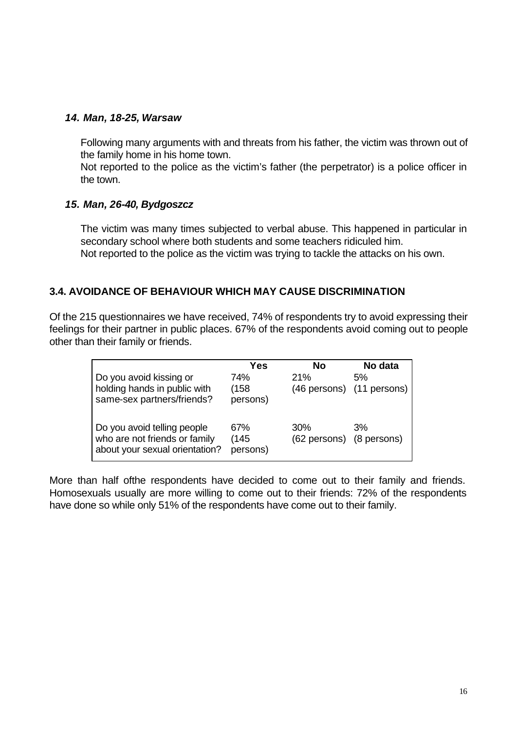### *14. Man, 18-25, Warsaw*

Following many arguments with and threats from his father, the victim was thrown out of the family home in his home town.
Not reported to the police as the victim's father (the perpetrator) is a police officer in the town.

### *15. Man, 26-40, Bydgoszcz*

The victim was many times subjected to verbal abuse. This happened in particular in secondary school where both students and some teachers ridiculed him.
Not reported to the police as the victim was trying to tackle the attacks on his own.

## 3.4. AVOIDANCE OF BEHAVIOUR WHICH MAY CAUSE DISCRIMINATION

Of the 215 questionnaires we have received, 74% of respondents try to avoid expressing their feelings for their partner in public places. 67% of the respondents avoid coming out to people other than their family or friends.

| | Yes | No | No data |
|---|---|---|---|
| Do you avoid kissing or holding hands in public with same-sex partners/friends? | 74% (158 persons) | 21% (46 persons) | 5% (11 persons) |
| Do you avoid telling people who are not friends or family about your sexual orientation? | 67% (145 persons) | 30% (62 persons) | 3% (8 persons) |

More than half ofthe respondents have decided to come out to their family and friends. Homosexuals usually are more willing to come out to their friends: 72% of the respondents have done so while only 51% of the respondents have come out to their family.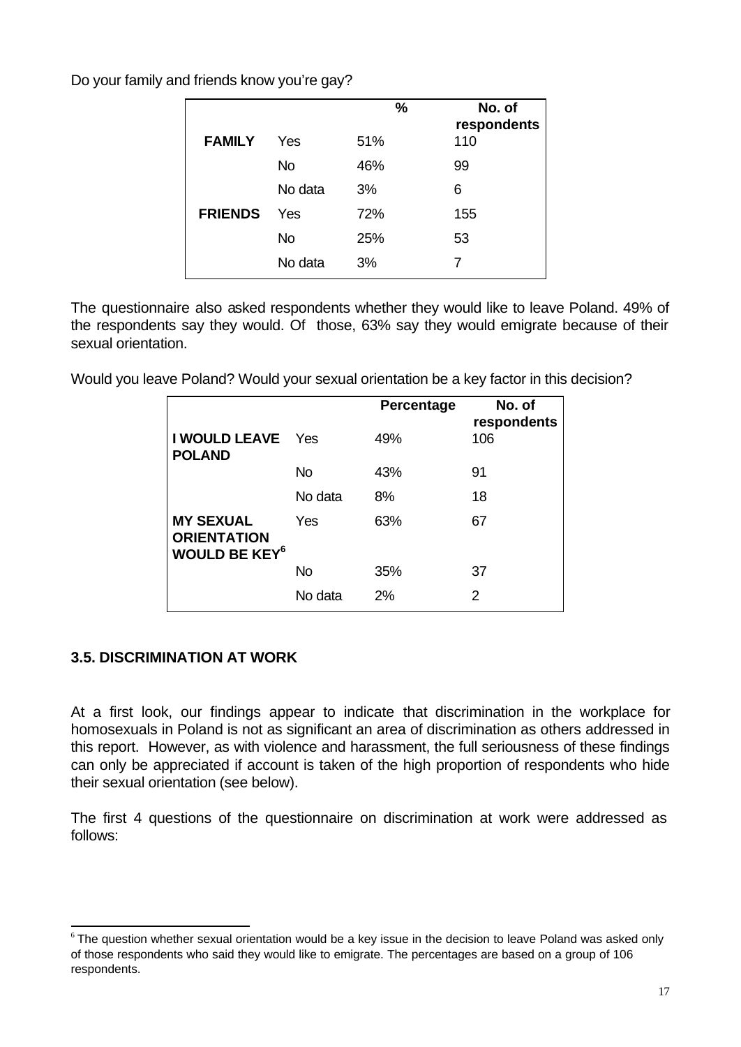Do your family and friends know you're gay?

| | | % | No. of respondents |
|---|---|---|---|
| **FAMILY** | Yes | 51% | 110 |
| | No | 46% | 99 |
| | No data | 3% | 6 |
| **FRIENDS** | Yes | 72% | 155 |
| | No | 25% | 53 |
| | No data | 3% | 7 |

The questionnaire also asked respondents whether they would like to leave Poland. 49% of the respondents say they would. Of those, 63% say they would emigrate because of their sexual orientation.

Would you leave Poland? Would your sexual orientation be a key factor in this decision?

| | | Percentage | No. of respondents |
|---|---|---|---|
| **I WOULD LEAVE POLAND** | Yes | 49% | 106 |
| | No | 43% | 91 |
| | No data | 8% | 18 |
| **MY SEXUAL ORIENTATION WOULD BE KEY**[6] | Yes | 63% | 67 |
| | No | 35% | 37 |
| | No data | 2% | 2 |

### 3.5. DISCRIMINATION AT WORK

At a first look, our findings appear to indicate that discrimination in the workplace for homosexuals in Poland is not as significant an area of discrimination as others addressed in this report. However, as with violence and harassment, the full seriousness of these findings can only be appreciated if account is taken of the high proportion of respondents who hide their sexual orientation (see below).

The first 4 questions of the questionnaire on discrimination at work were addressed as follows:

---

[6] The question whether sexual orientation would be a key issue in the decision to leave Poland was asked only of those respondents who said they would like to emigrate. The percentages are based on a group of 106 respondents.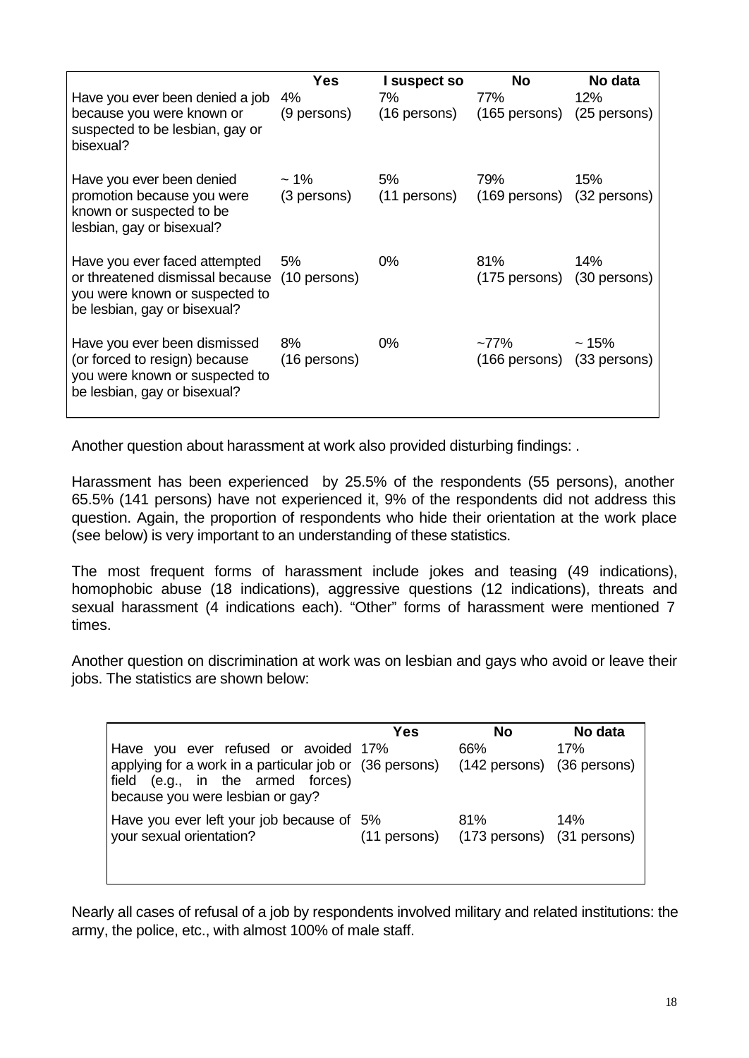| | Yes | I suspect so | No | No data |
|---|---|---|---|---|
| Have you ever been denied a job because you were known or suspected to be lesbian, gay or bisexual? | 4% (9 persons) | 7% (16 persons) | 77% (165 persons) | 12% (25 persons) |
| Have you ever been denied promotion because you were known or suspected to be lesbian, gay or bisexual? | ~ 1% (3 persons) | 5% (11 persons) | 79% (169 persons) | 15% (32 persons) |
| Have you ever faced attempted or threatened dismissal because you were known or suspected to be lesbian, gay or bisexual? | 5% (10 persons) | 0% | 81% (175 persons) | 14% (30 persons) |
| Have you ever been dismissed (or forced to resign) because you were known or suspected to be lesbian, gay or bisexual? | 8% (16 persons) | 0% | ~77% (166 persons) | ~ 15% (33 persons) |

Another question about harassment at work also provided disturbing findings: .

Harassment has been experienced by 25.5% of the respondents (55 persons), another 65.5% (141 persons) have not experienced it, 9% of the respondents did not address this question. Again, the proportion of respondents who hide their orientation at the work place (see below) is very important to an understanding of these statistics.

The most frequent forms of harassment include jokes and teasing (49 indications), homophobic abuse (18 indications), aggressive questions (12 indications), threats and sexual harassment (4 indications each). "Other" forms of harassment were mentioned 7 times.

Another question on discrimination at work was on lesbian and gays who avoid or leave their jobs. The statistics are shown below:

| | Yes | No | No data |
|---|---|---|---|
| Have you ever refused or avoided applying for a work in a particular job or field (e.g., in the armed forces) because you were lesbian or gay? | 17% (36 persons) | 66% (142 persons) | 17% (36 persons) |
| Have you ever left your job because of your sexual orientation? | 5% (11 persons) | 81% (173 persons) | 14% (31 persons) |

Nearly all cases of refusal of a job by respondents involved military and related institutions: the army, the police, etc., with almost 100% of male staff.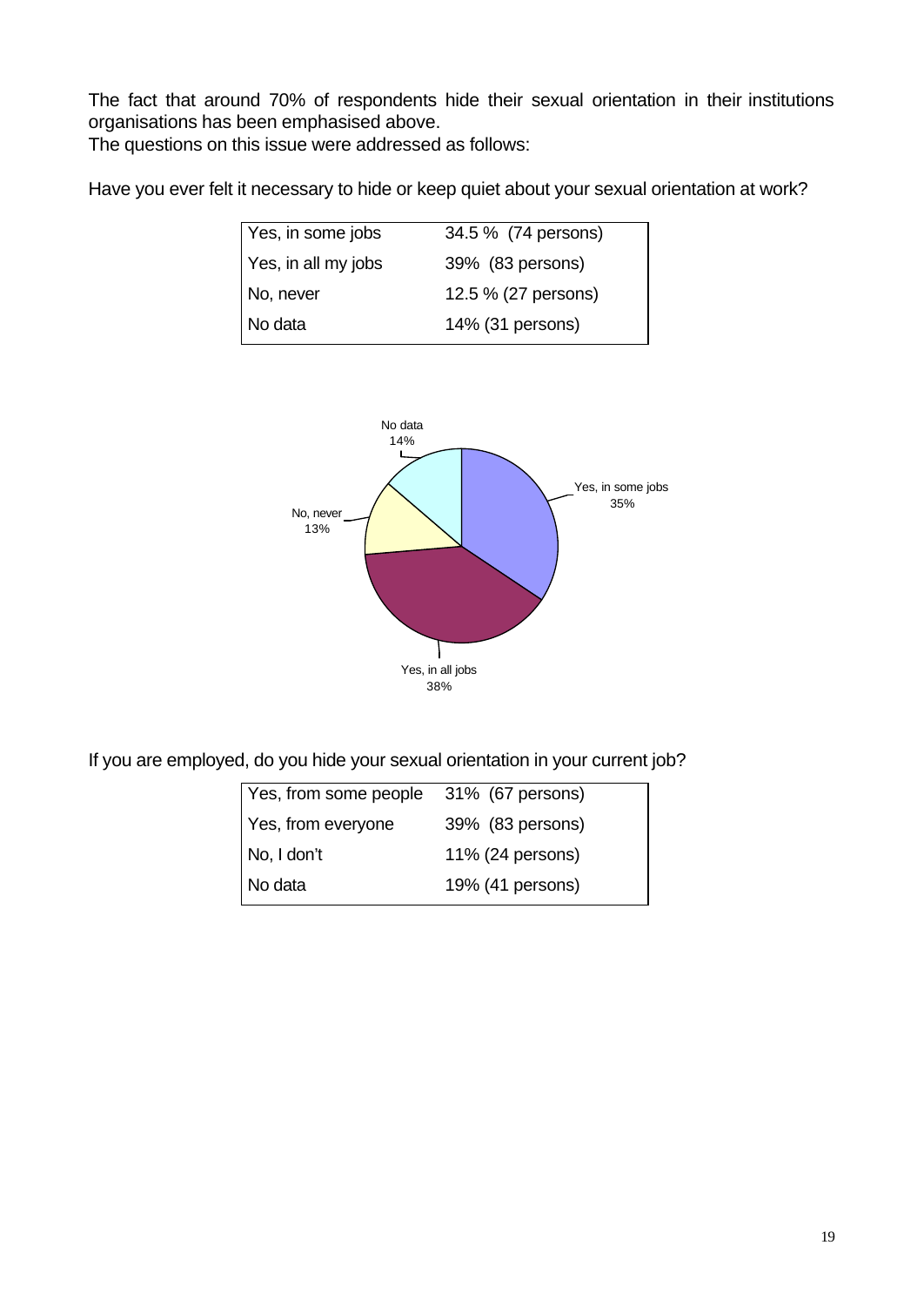The fact that around 70% of respondents hide their sexual orientation in their institutions organisations has been emphasised above.

The questions on this issue were addressed as follows:

Have you ever felt it necessary to hide or keep quiet about your sexual orientation at work?

| Yes, in some jobs | 34.5 % (74 persons) |
|---|---|
| Yes, in all my jobs | 39% (83 persons) |
| No, never | 12.5 % (27 persons) |
| No data | 14% (31 persons) |

If you are employed, do you hide your sexual orientation in your current job?

| Yes, from some people | 31% (67 persons) |
|---|---|
| Yes, from everyone | 39% (83 persons) |
| No, I don't | 11% (24 persons) |
| No data | 19% (41 persons) |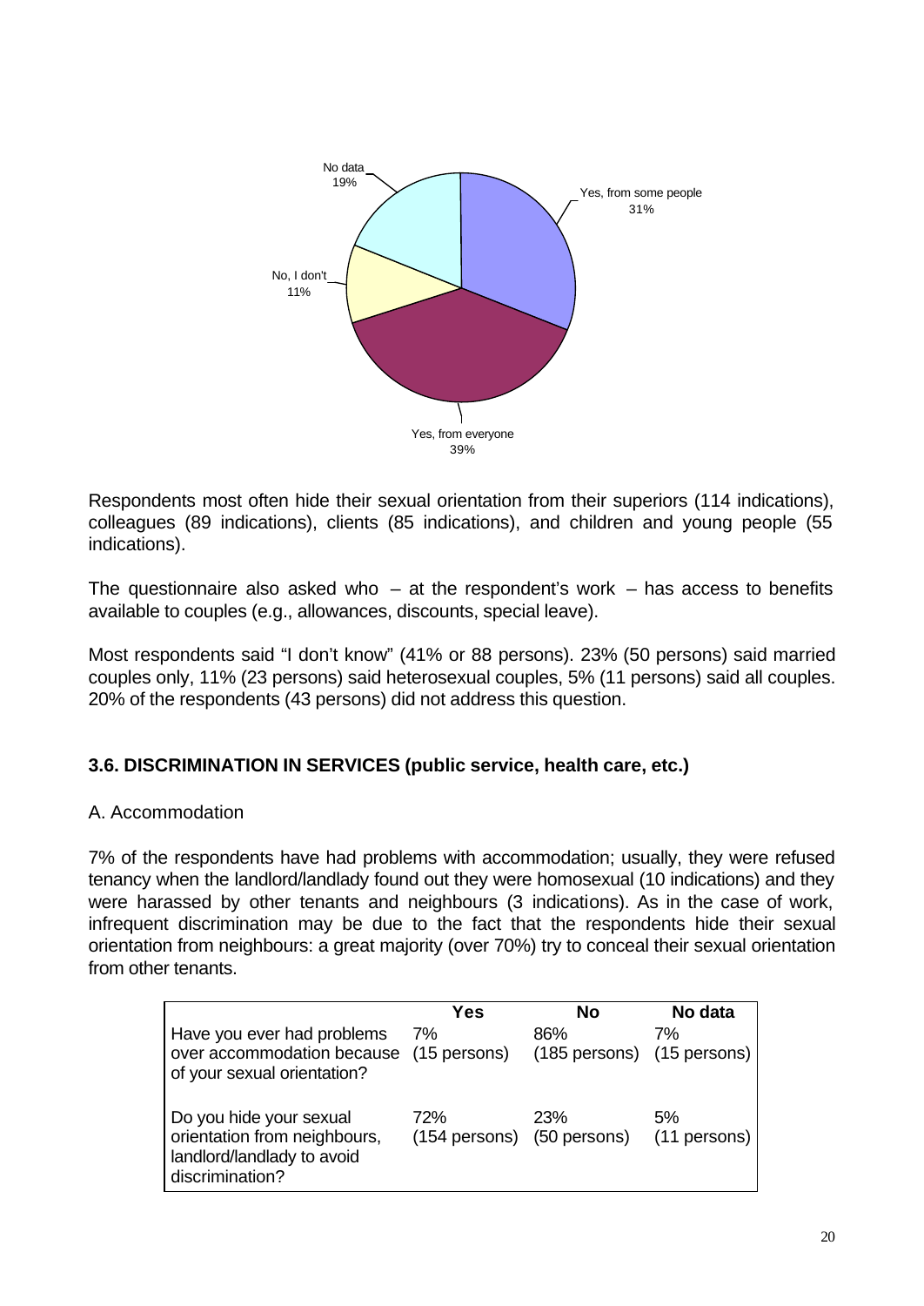No data
19%

Yes, from some people
31%

No, I don't
11%

Yes, from everyone
39%

Respondents most often hide their sexual orientation from their superiors (114 indications), colleagues (89 indications), clients (85 indications), and children and young people (55 indications).

The questionnaire also asked who – at the respondent's work – has access to benefits available to couples (e.g., allowances, discounts, special leave).

Most respondents said "I don't know" (41% or 88 persons). 23% (50 persons) said married couples only, 11% (23 persons) said heterosexual couples, 5% (11 persons) said all couples. 20% of the respondents (43 persons) did not address this question.

### 3.6. DISCRIMINATION IN SERVICES (public service, health care, etc.)

A. Accommodation

7% of the respondents have had problems with accommodation; usually, they were refused tenancy when the landlord/landlady found out they were homosexual (10 indications) and they were harassed by other tenants and neighbours (3 indications). As in the case of work, infrequent discrimination may be due to the fact that the respondents hide their sexual orientation from neighbours: a great majority (over 70%) try to conceal their sexual orientation from other tenants.

| | Yes | No | No data |
|---|---|---|---|
| Have you ever had problems over accommodation because of your sexual orientation? | 7% (15 persons) | 86% (185 persons) | 7% (15 persons) |
| Do you hide your sexual orientation from neighbours, landlord/landlady to avoid discrimination? | 72% (154 persons) | 23% (50 persons) | 5% (11 persons) |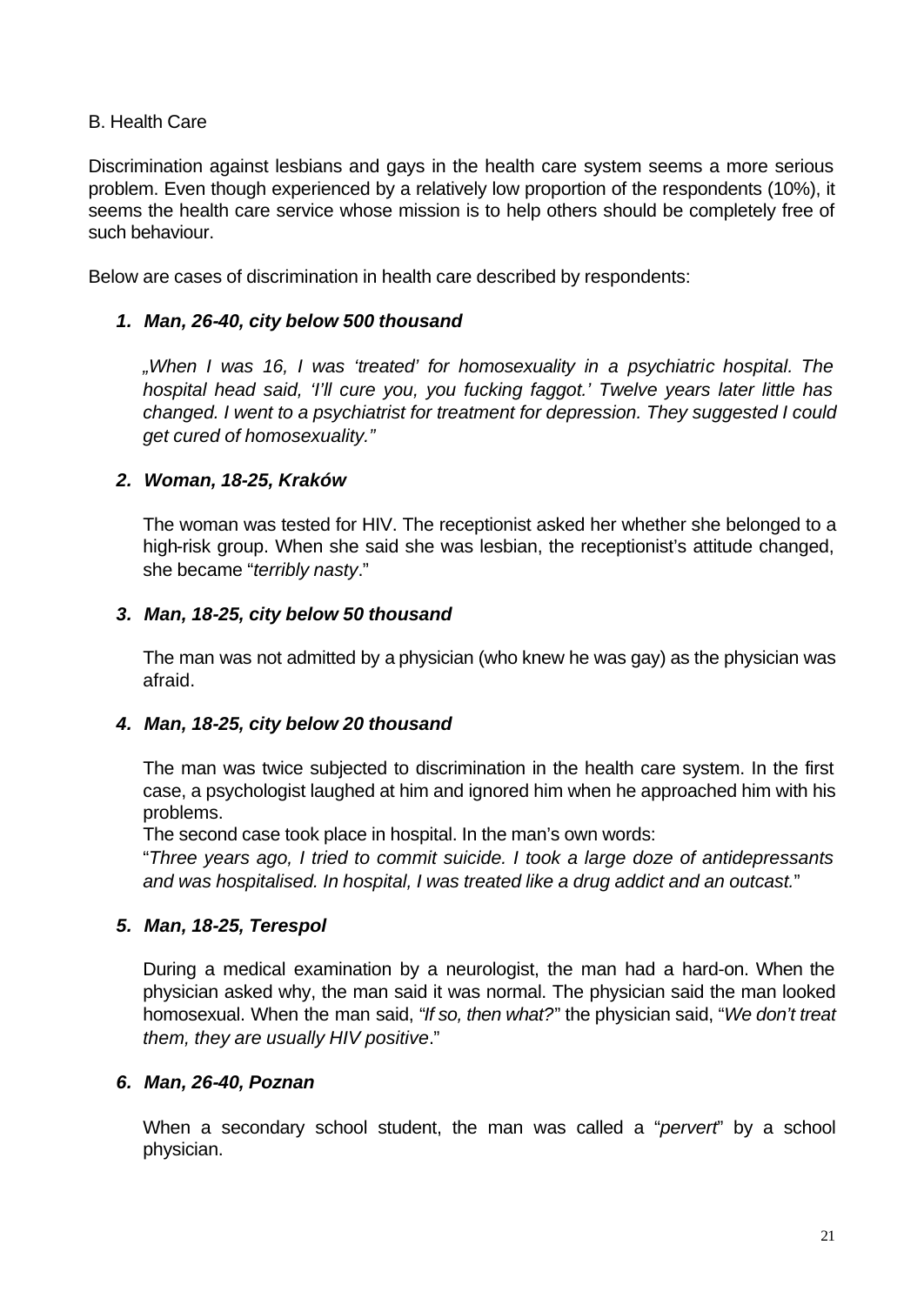B. Health Care

Discrimination against lesbians and gays in the health care system seems a more serious problem. Even though experienced by a relatively low proportion of the respondents (10%), it seems the health care service whose mission is to help others should be completely free of such behaviour.

Below are cases of discrimination in health care described by respondents:

1. ***Man, 26-40, city below 500 thousand***

   *„When I was 16, I was 'treated' for homosexuality in a psychiatric hospital. The hospital head said, 'I'll cure you, you fucking faggot.' Twelve years later little has changed. I went to a psychiatrist for treatment for depression. They suggested I could get cured of homosexuality."*

2. ***Woman, 18-25, Kraków***

   The woman was tested for HIV. The receptionist asked her whether she belonged to a high-risk group. When she said she was lesbian, the receptionist's attitude changed, she became "*terribly nasty*."

3. ***Man, 18-25, city below 50 thousand***

   The man was not admitted by a physician (who knew he was gay) as the physician was afraid.

4. ***Man, 18-25, city below 20 thousand***

   The man was twice subjected to discrimination in the health care system. In the first case, a psychologist laughed at him and ignored him when he approached him with his problems.
   The second case took place in hospital. In the man's own words:
   "*Three years ago, I tried to commit suicide. I took a large doze of antidepressants and was hospitalised. In hospital, I was treated like a drug addict and an outcast.*"

5. ***Man, 18-25, Terespol***

   During a medical examination by a neurologist, the man had a hard-on. When the physician asked why, the man said it was normal. The physician said the man looked homosexual. When the man said, "*If so, then what?*" the physician said, "*We don't treat them, they are usually HIV positive*."

6. ***Man, 26-40, Poznan***

   When a secondary school student, the man was called a "*pervert*" by a school physician.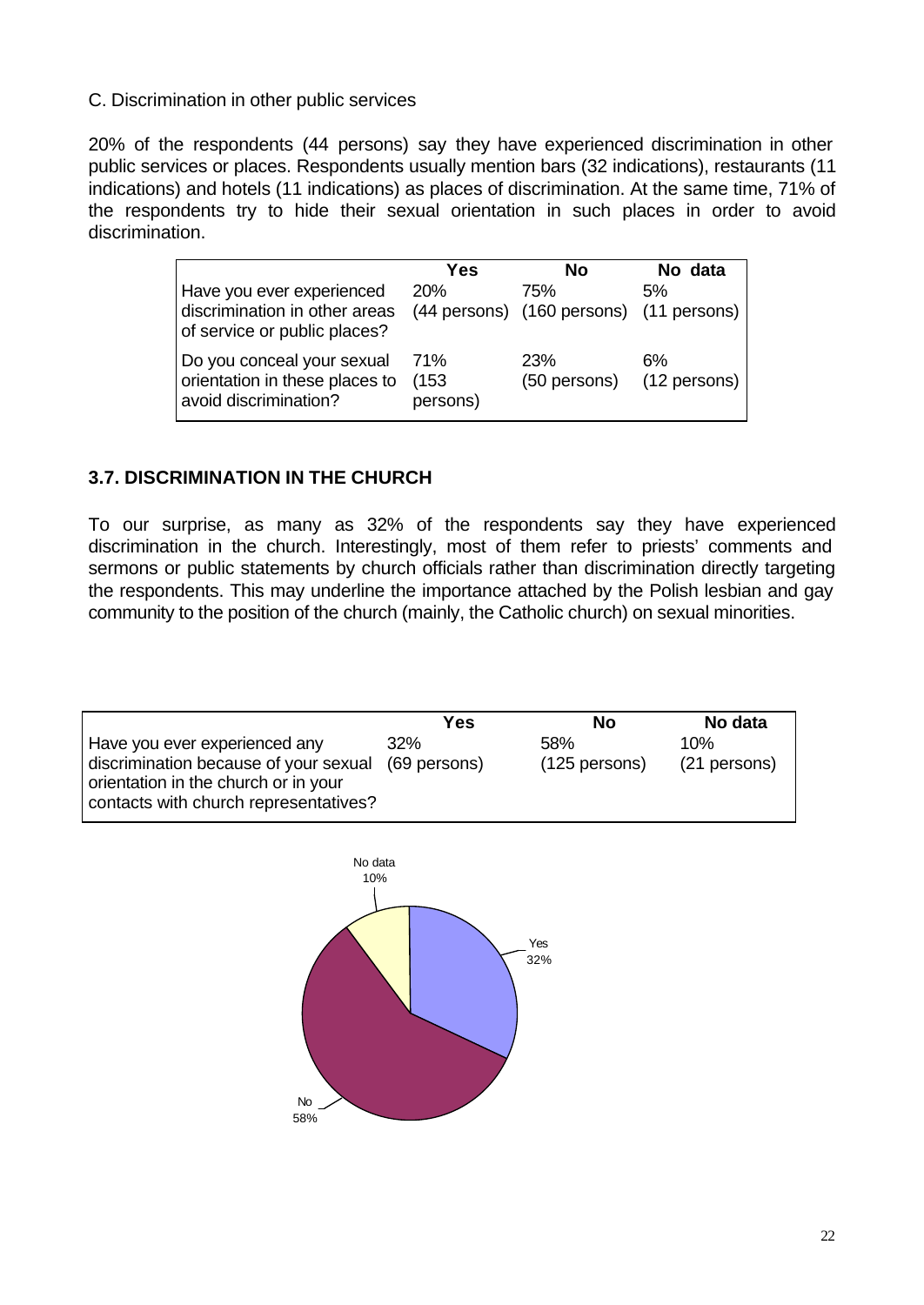C. Discrimination in other public services

20% of the respondents (44 persons) say they have experienced discrimination in other public services or places. Respondents usually mention bars (32 indications), restaurants (11 indications) and hotels (11 indications) as places of discrimination. At the same time, 71% of the respondents try to hide their sexual orientation in such places in order to avoid discrimination.

| | Yes | No | No data |
|---|---|---|---|
| Have you ever experienced discrimination in other areas of service or public places? | 20% (44 persons) | 75% (160 persons) | 5% (11 persons) |
| Do you conceal your sexual orientation in these places to avoid discrimination? | 71% (153 persons) | 23% (50 persons) | 6% (12 persons) |

### 3.7. DISCRIMINATION IN THE CHURCH

To our surprise, as many as 32% of the respondents say they have experienced discrimination in the church. Interestingly, most of them refer to priests' comments and sermons or public statements by church officials rather than discrimination directly targeting the respondents. This may underline the importance attached by the Polish lesbian and gay community to the position of the church (mainly, the Catholic church) on sexual minorities.

| | Yes | No | No data |
|---|---|---|---|
| Have you ever experienced any discrimination because of your sexual orientation in the church or in your contacts with church representatives? | 32% (69 persons) | 58% (125 persons) | 10% (21 persons) |

No data 10%

Yes 32%

No 58%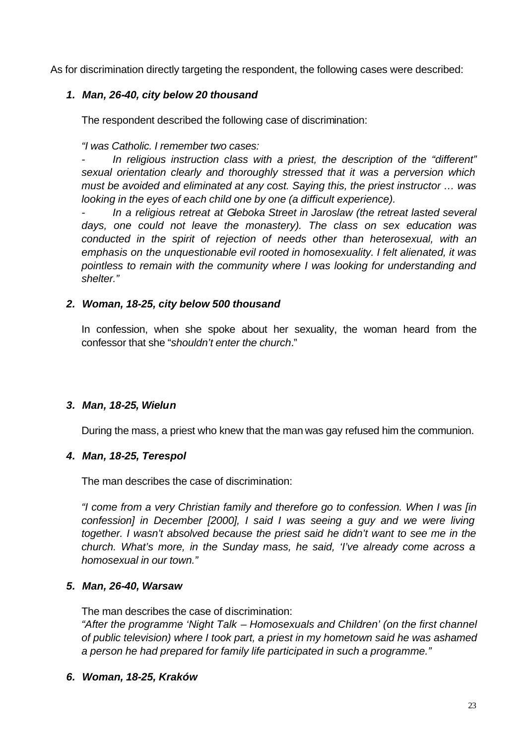As for discrimination directly targeting the respondent, the following cases were described:

1. ***Man, 26-40, city below 20 thousand***

   The respondent described the following case of discrimination:

   *"I was Catholic. I remember two cases:*

   *- In religious instruction class with a priest, the description of the "different" sexual orientation clearly and thoroughly stressed that it was a perversion which must be avoided and eliminated at any cost. Saying this, the priest instructor … was looking in the eyes of each child one by one (a difficult experience).*

   *- In a religious retreat at Gleboka Street in Jaroslaw (the retreat lasted several days, one could not leave the monastery). The class on sex education was conducted in the spirit of rejection of needs other than heterosexual, with an emphasis on the unquestionable evil rooted in homosexuality. I felt alienated, it was pointless to remain with the community where I was looking for understanding and shelter."*

2. ***Woman, 18-25, city below 500 thousand***

   In confession, when she spoke about her sexuality, the woman heard from the confessor that she "*shouldn't enter the church*."

3. ***Man, 18-25, Wielun***

   During the mass, a priest who knew that the man was gay refused him the communion.

4. ***Man, 18-25, Terespol***

   The man describes the case of discrimination:

   *"I come from a very Christian family and therefore go to confession. When I was [in confession] in December [2000], I said I was seeing a guy and we were living together. I wasn't absolved because the priest said he didn't want to see me in the church. What's more, in the Sunday mass, he said, 'I've already come across a homosexual in our town."*

5. ***Man, 26-40, Warsaw***

   The man describes the case of discrimination:

   *"After the programme 'Night Talk – Homosexuals and Children' (on the first channel of public television) where I took part, a priest in my hometown said he was ashamed a person he had prepared for family life participated in such a programme."*

6. ***Woman, 18-25, Kraków***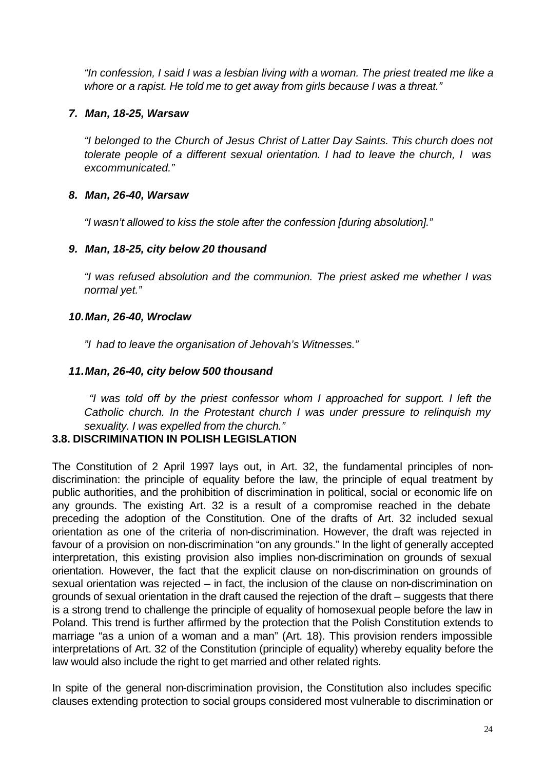*"In confession, I said I was a lesbian living with a woman. The priest treated me like a whore or a rapist. He told me to get away from girls because I was a threat."*

***7. Man, 18-25, Warsaw***

*"I belonged to the Church of Jesus Christ of Latter Day Saints. This church does not tolerate people of a different sexual orientation. I had to leave the church, I was excommunicated."*

***8. Man, 26-40, Warsaw***

*"I wasn't allowed to kiss the stole after the confession [during absolution]."*

***9. Man, 18-25, city below 20 thousand***

*"I was refused absolution and the communion. The priest asked me whether I was normal yet."*

***10. Man, 26-40, Wroclaw***

*"I had to leave the organisation of Jehovah's Witnesses."*

***11. Man, 26-40, city below 500 thousand***

*"I was told off by the priest confessor whom I approached for support. I left the Catholic church. In the Protestant church I was under pressure to relinquish my sexuality. I was expelled from the church."*

**3.8. DISCRIMINATION IN POLISH LEGISLATION**

The Constitution of 2 April 1997 lays out, in Art. 32, the fundamental principles of non-discrimination: the principle of equality before the law, the principle of equal treatment by public authorities, and the prohibition of discrimination in political, social or economic life on any grounds. The existing Art. 32 is a result of a compromise reached in the debate preceding the adoption of the Constitution. One of the drafts of Art. 32 included sexual orientation as one of the criteria of non-discrimination. However, the draft was rejected in favour of a provision on non-discrimination "on any grounds." In the light of generally accepted interpretation, this existing provision also implies non-discrimination on grounds of sexual orientation. However, the fact that the explicit clause on non-discrimination on grounds of sexual orientation was rejected – in fact, the inclusion of the clause on non-discrimination on grounds of sexual orientation in the draft caused the rejection of the draft – suggests that there is a strong trend to challenge the principle of equality of homosexual people before the law in Poland. This trend is further affirmed by the protection that the Polish Constitution extends to marriage "as a union of a woman and a man" (Art. 18). This provision renders impossible interpretations of Art. 32 of the Constitution (principle of equality) whereby equality before the law would also include the right to get married and other related rights.

In spite of the general non-discrimination provision, the Constitution also includes specific clauses extending protection to social groups considered most vulnerable to discrimination or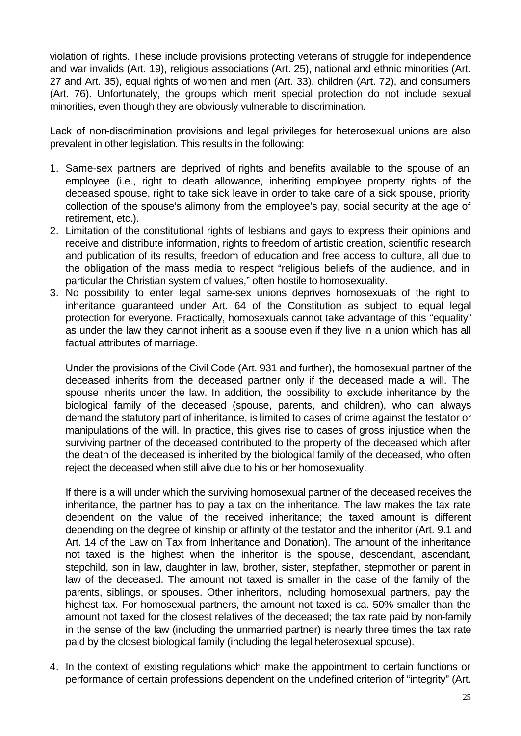violation of rights. These include provisions protecting veterans of struggle for independence and war invalids (Art. 19), religious associations (Art. 25), national and ethnic minorities (Art. 27 and Art. 35), equal rights of women and men (Art. 33), children (Art. 72), and consumers (Art. 76). Unfortunately, the groups which merit special protection do not include sexual minorities, even though they are obviously vulnerable to discrimination.

Lack of non-discrimination provisions and legal privileges for heterosexual unions are also prevalent in other legislation. This results in the following:

1. Same-sex partners are deprived of rights and benefits available to the spouse of an employee (i.e., right to death allowance, inheriting employee property rights of the deceased spouse, right to take sick leave in order to take care of a sick spouse, priority collection of the spouse's alimony from the employee's pay, social security at the age of retirement, etc.).
2. Limitation of the constitutional rights of lesbians and gays to express their opinions and receive and distribute information, rights to freedom of artistic creation, scientific research and publication of its results, freedom of education and free access to culture, all due to the obligation of the mass media to respect "religious beliefs of the audience, and in particular the Christian system of values," often hostile to homosexuality.
3. No possibility to enter legal same-sex unions deprives homosexuals of the right to inheritance guaranteed under Art. 64 of the Constitution as subject to equal legal protection for everyone. Practically, homosexuals cannot take advantage of this "equality" as under the law they cannot inherit as a spouse even if they live in a union which has all factual attributes of marriage.

   Under the provisions of the Civil Code (Art. 931 and further), the homosexual partner of the deceased inherits from the deceased partner only if the deceased made a will. The spouse inherits under the law. In addition, the possibility to exclude inheritance by the biological family of the deceased (spouse, parents, and children), who can always demand the statutory part of inheritance, is limited to cases of crime against the testator or manipulations of the will. In practice, this gives rise to cases of gross injustice when the surviving partner of the deceased contributed to the property of the deceased which after the death of the deceased is inherited by the biological family of the deceased, who often reject the deceased when still alive due to his or her homosexuality.

   If there is a will under which the surviving homosexual partner of the deceased receives the inheritance, the partner has to pay a tax on the inheritance. The law makes the tax rate dependent on the value of the received inheritance; the taxed amount is different depending on the degree of kinship or affinity of the testator and the inheritor (Art. 9.1 and Art. 14 of the Law on Tax from Inheritance and Donation). The amount of the inheritance not taxed is the highest when the inheritor is the spouse, descendant, ascendant, stepchild, son in law, daughter in law, brother, sister, stepfather, stepmother or parent in law of the deceased. The amount not taxed is smaller in the case of the family of the parents, siblings, or spouses. Other inheritors, including homosexual partners, pay the highest tax. For homosexual partners, the amount not taxed is ca. 50% smaller than the amount not taxed for the closest relatives of the deceased; the tax rate paid by non-family in the sense of the law (including the unmarried partner) is nearly three times the tax rate paid by the closest biological family (including the legal heterosexual spouse).

4. In the context of existing regulations which make the appointment to certain functions or performance of certain professions dependent on the undefined criterion of "integrity" (Art.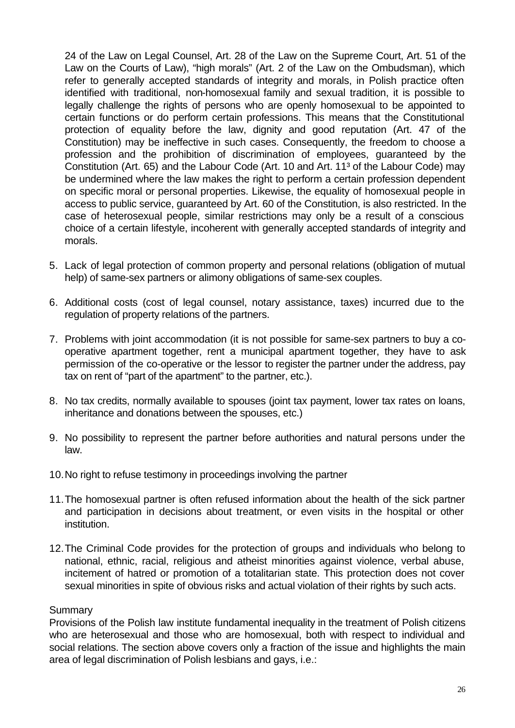24 of the Law on Legal Counsel, Art. 28 of the Law on the Supreme Court, Art. 51 of the Law on the Courts of Law), "high morals" (Art. 2 of the Law on the Ombudsman), which refer to generally accepted standards of integrity and morals, in Polish practice often identified with traditional, non-homosexual family and sexual tradition, it is possible to legally challenge the rights of persons who are openly homosexual to be appointed to certain functions or do perform certain professions. This means that the Constitutional protection of equality before the law, dignity and good reputation (Art. 47 of the Constitution) may be ineffective in such cases. Consequently, the freedom to choose a profession and the prohibition of discrimination of employees, guaranteed by the Constitution (Art. 65) and the Labour Code (Art. 10 and Art. $11^3$ of the Labour Code) may be undermined where the law makes the right to perform a certain profession dependent on specific moral or personal properties. Likewise, the equality of homosexual people in access to public service, guaranteed by Art. 60 of the Constitution, is also restricted. In the case of heterosexual people, similar restrictions may only be a result of a conscious choice of a certain lifestyle, incoherent with generally accepted standards of integrity and morals.

5. Lack of legal protection of common property and personal relations (obligation of mutual help) of same-sex partners or alimony obligations of same-sex couples.

6. Additional costs (cost of legal counsel, notary assistance, taxes) incurred due to the regulation of property relations of the partners.

7. Problems with joint accommodation (it is not possible for same-sex partners to buy a co-operative apartment together, rent a municipal apartment together, they have to ask permission of the co-operative or the lessor to register the partner under the address, pay tax on rent of "part of the apartment" to the partner, etc.).

8. No tax credits, normally available to spouses (joint tax payment, lower tax rates on loans, inheritance and donations between the spouses, etc.)

9. No possibility to represent the partner before authorities and natural persons under the law.

10. No right to refuse testimony in proceedings involving the partner

11. The homosexual partner is often refused information about the health of the sick partner and participation in decisions about treatment, or even visits in the hospital or other institution.

12. The Criminal Code provides for the protection of groups and individuals who belong to national, ethnic, racial, religious and atheist minorities against violence, verbal abuse, incitement of hatred or promotion of a totalitarian state. This protection does not cover sexual minorities in spite of obvious risks and actual violation of their rights by such acts.

Summary

Provisions of the Polish law institute fundamental inequality in the treatment of Polish citizens who are heterosexual and those who are homosexual, both with respect to individual and social relations. The section above covers only a fraction of the issue and highlights the main area of legal discrimination of Polish lesbians and gays, i.e.: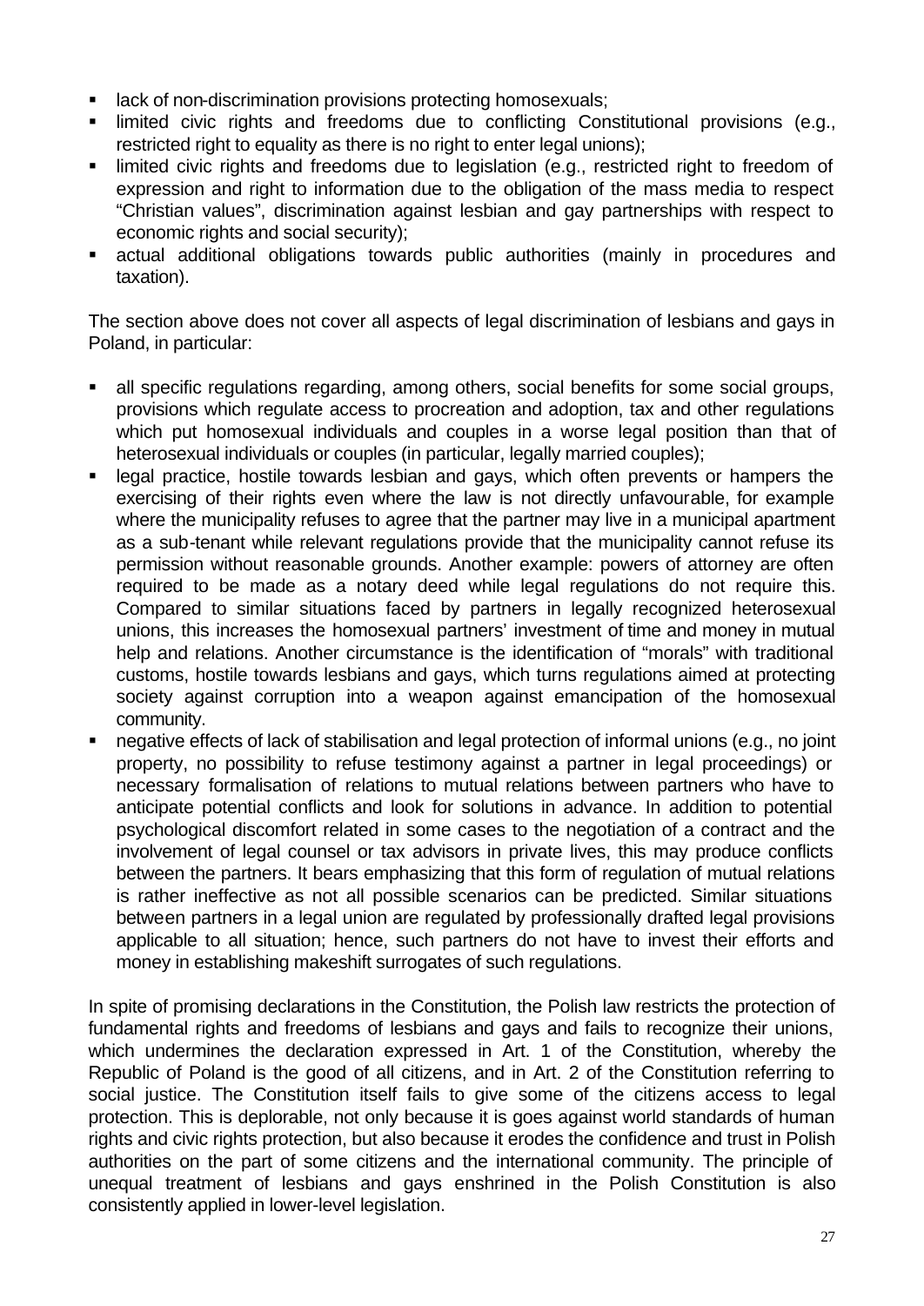- lack of non-discrimination provisions protecting homosexuals;
- limited civic rights and freedoms due to conflicting Constitutional provisions (e.g., restricted right to equality as there is no right to enter legal unions);
- limited civic rights and freedoms due to legislation (e.g., restricted right to freedom of expression and right to information due to the obligation of the mass media to respect "Christian values", discrimination against lesbian and gay partnerships with respect to economic rights and social security);
- actual additional obligations towards public authorities (mainly in procedures and taxation).

The section above does not cover all aspects of legal discrimination of lesbians and gays in Poland, in particular:

- all specific regulations regarding, among others, social benefits for some social groups, provisions which regulate access to procreation and adoption, tax and other regulations which put homosexual individuals and couples in a worse legal position than that of heterosexual individuals or couples (in particular, legally married couples);
- legal practice, hostile towards lesbian and gays, which often prevents or hampers the exercising of their rights even where the law is not directly unfavourable, for example where the municipality refuses to agree that the partner may live in a municipal apartment as a sub-tenant while relevant regulations provide that the municipality cannot refuse its permission without reasonable grounds. Another example: powers of attorney are often required to be made as a notary deed while legal regulations do not require this. Compared to similar situations faced by partners in legally recognized heterosexual unions, this increases the homosexual partners' investment of time and money in mutual help and relations. Another circumstance is the identification of "morals" with traditional customs, hostile towards lesbians and gays, which turns regulations aimed at protecting society against corruption into a weapon against emancipation of the homosexual community.
- negative effects of lack of stabilisation and legal protection of informal unions (e.g., no joint property, no possibility to refuse testimony against a partner in legal proceedings) or necessary formalisation of relations to mutual relations between partners who have to anticipate potential conflicts and look for solutions in advance. In addition to potential psychological discomfort related in some cases to the negotiation of a contract and the involvement of legal counsel or tax advisors in private lives, this may produce conflicts between the partners. It bears emphasizing that this form of regulation of mutual relations is rather ineffective as not all possible scenarios can be predicted. Similar situations between partners in a legal union are regulated by professionally drafted legal provisions applicable to all situation; hence, such partners do not have to invest their efforts and money in establishing makeshift surrogates of such regulations.

In spite of promising declarations in the Constitution, the Polish law restricts the protection of fundamental rights and freedoms of lesbians and gays and fails to recognize their unions, which undermines the declaration expressed in Art. 1 of the Constitution, whereby the Republic of Poland is the good of all citizens, and in Art. 2 of the Constitution referring to social justice. The Constitution itself fails to give some of the citizens access to legal protection. This is deplorable, not only because it is goes against world standards of human rights and civic rights protection, but also because it erodes the confidence and trust in Polish authorities on the part of some citizens and the international community. The principle of unequal treatment of lesbians and gays enshrined in the Polish Constitution is also consistently applied in lower-level legislation.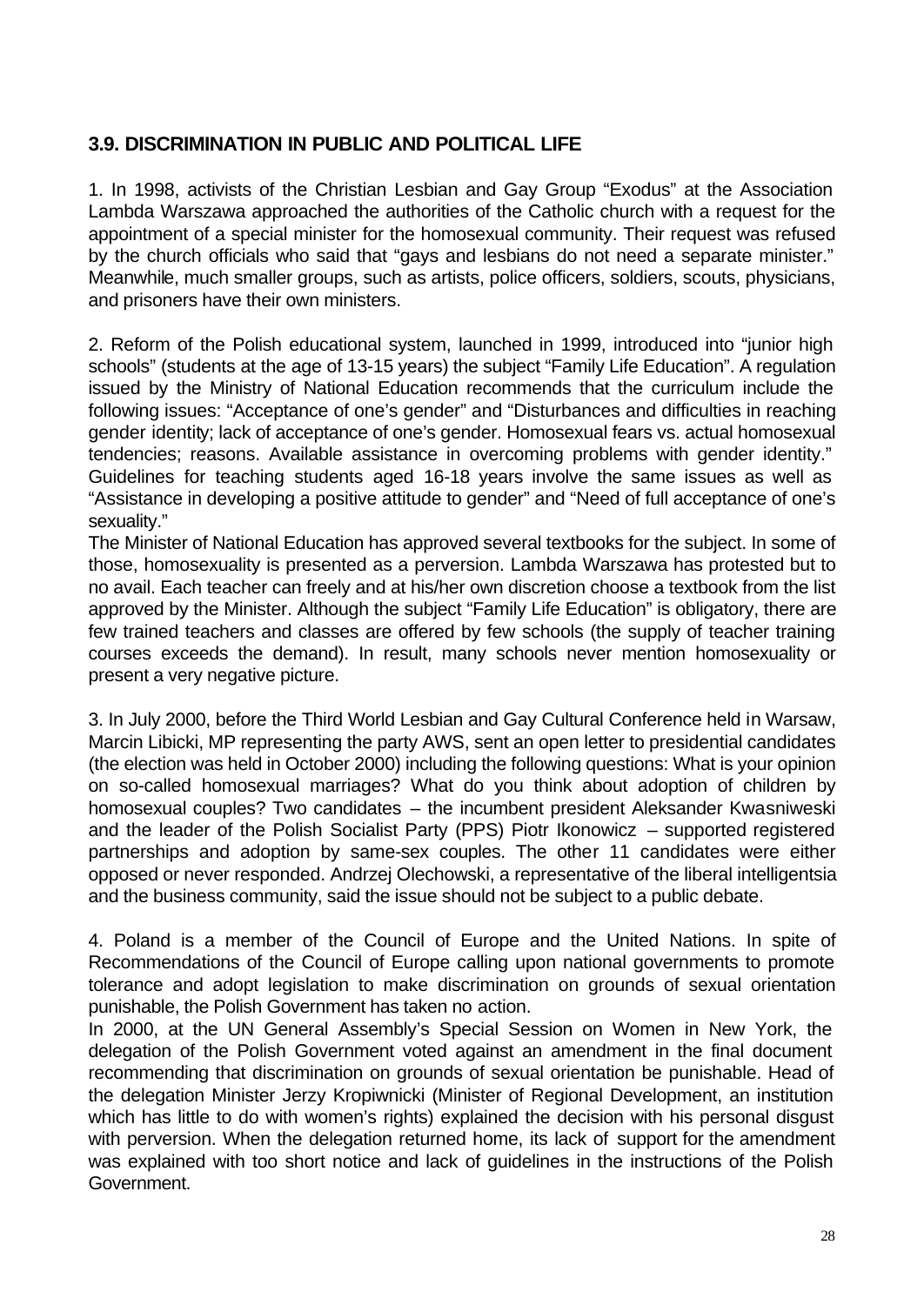### 3.9. DISCRIMINATION IN PUBLIC AND POLITICAL LIFE

1. In 1998, activists of the Christian Lesbian and Gay Group "Exodus" at the Association Lambda Warszawa approached the authorities of the Catholic church with a request for the appointment of a special minister for the homosexual community. Their request was refused by the church officials who said that "gays and lesbians do not need a separate minister." Meanwhile, much smaller groups, such as artists, police officers, soldiers, scouts, physicians, and prisoners have their own ministers.

2. Reform of the Polish educational system, launched in 1999, introduced into "junior high schools" (students at the age of 13-15 years) the subject "Family Life Education". A regulation issued by the Ministry of National Education recommends that the curriculum include the following issues: "Acceptance of one's gender" and "Disturbances and difficulties in reaching gender identity; lack of acceptance of one's gender. Homosexual fears vs. actual homosexual tendencies; reasons. Available assistance in overcoming problems with gender identity." Guidelines for teaching students aged 16-18 years involve the same issues as well as "Assistance in developing a positive attitude to gender" and "Need of full acceptance of one's sexuality."

The Minister of National Education has approved several textbooks for the subject. In some of those, homosexuality is presented as a perversion. Lambda Warszawa has protested but to no avail. Each teacher can freely and at his/her own discretion choose a textbook from the list approved by the Minister. Although the subject "Family Life Education" is obligatory, there are few trained teachers and classes are offered by few schools (the supply of teacher training courses exceeds the demand). In result, many schools never mention homosexuality or present a very negative picture.

3. In July 2000, before the Third World Lesbian and Gay Cultural Conference held in Warsaw, Marcin Libicki, MP representing the party AWS, sent an open letter to presidential candidates (the election was held in October 2000) including the following questions: What is your opinion on so-called homosexual marriages? What do you think about adoption of children by homosexual couples? Two candidates – the incumbent president Aleksander Kwasniweski and the leader of the Polish Socialist Party (PPS) Piotr Ikonowicz – supported registered partnerships and adoption by same-sex couples. The other 11 candidates were either opposed or never responded. Andrzej Olechowski, a representative of the liberal intelligentsia and the business community, said the issue should not be subject to a public debate.

4. Poland is a member of the Council of Europe and the United Nations. In spite of Recommendations of the Council of Europe calling upon national governments to promote tolerance and adopt legislation to make discrimination on grounds of sexual orientation punishable, the Polish Government has taken no action.

In 2000, at the UN General Assembly's Special Session on Women in New York, the delegation of the Polish Government voted against an amendment in the final document recommending that discrimination on grounds of sexual orientation be punishable. Head of the delegation Minister Jerzy Kropiwnicki (Minister of Regional Development, an institution which has little to do with women's rights) explained the decision with his personal disgust with perversion. When the delegation returned home, its lack of support for the amendment was explained with too short notice and lack of guidelines in the instructions of the Polish Government.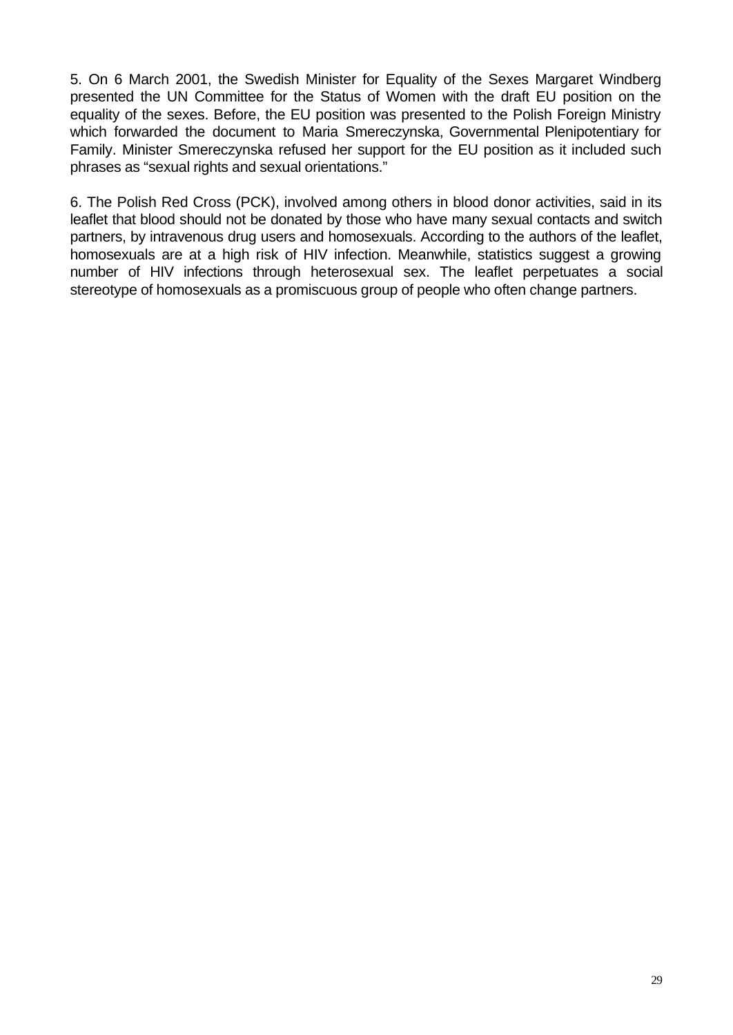5. On 6 March 2001, the Swedish Minister for Equality of the Sexes Margaret Windberg presented the UN Committee for the Status of Women with the draft EU position on the equality of the sexes. Before, the EU position was presented to the Polish Foreign Ministry which forwarded the document to Maria Smereczynska, Governmental Plenipotentiary for Family. Minister Smereczynska refused her support for the EU position as it included such phrases as "sexual rights and sexual orientations."

6. The Polish Red Cross (PCK), involved among others in blood donor activities, said in its leaflet that blood should not be donated by those who have many sexual contacts and switch partners, by intravenous drug users and homosexuals. According to the authors of the leaflet, homosexuals are at a high risk of HIV infection. Meanwhile, statistics suggest a growing number of HIV infections through heterosexual sex. The leaflet perpetuates a social stereotype of homosexuals as a promiscuous group of people who often change partners.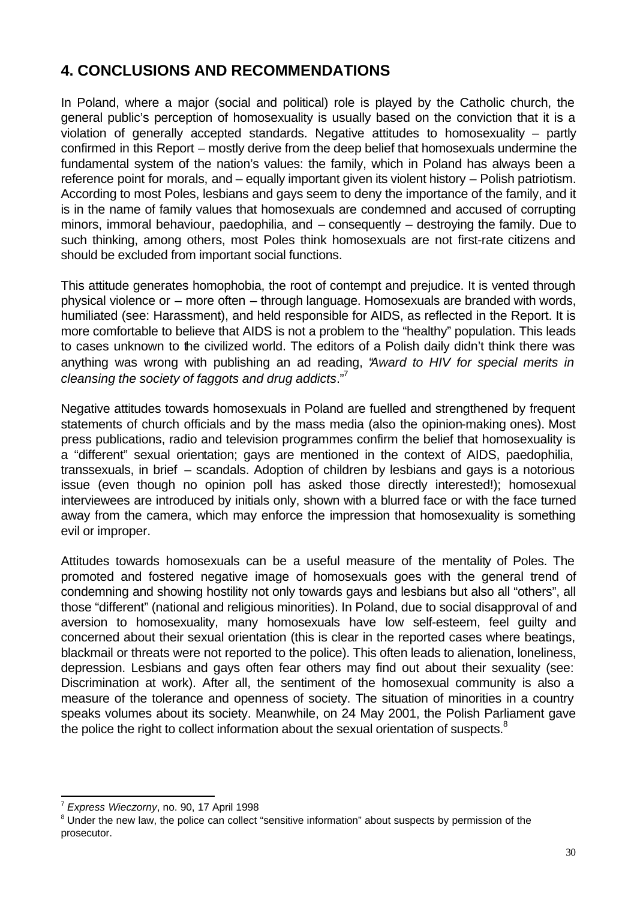## 4. CONCLUSIONS AND RECOMMENDATIONS

In Poland, where a major (social and political) role is played by the Catholic church, the general public's perception of homosexuality is usually based on the conviction that it is a violation of generally accepted standards. Negative attitudes to homosexuality – partly confirmed in this Report – mostly derive from the deep belief that homosexuals undermine the fundamental system of the nation's values: the family, which in Poland has always been a reference point for morals, and – equally important given its violent history – Polish patriotism. According to most Poles, lesbians and gays seem to deny the importance of the family, and it is in the name of family values that homosexuals are condemned and accused of corrupting minors, immoral behaviour, paedophilia, and – consequently – destroying the family. Due to such thinking, among others, most Poles think homosexuals are not first-rate citizens and should be excluded from important social functions.

This attitude generates homophobia, the root of contempt and prejudice. It is vented through physical violence or – more often – through language. Homosexuals are branded with words, humiliated (see: Harassment), and held responsible for AIDS, as reflected in the Report. It is more comfortable to believe that AIDS is not a problem to the "healthy" population. This leads to cases unknown to the civilized world. The editors of a Polish daily didn't think there was anything was wrong with publishing an ad reading, "*Award to HIV for special merits in cleansing the society of faggots and drug addicts*."[7]

Negative attitudes towards homosexuals in Poland are fuelled and strengthened by frequent statements of church officials and by the mass media (also the opinion-making ones). Most press publications, radio and television programmes confirm the belief that homosexuality is a "different" sexual orientation; gays are mentioned in the context of AIDS, paedophilia, transsexuals, in brief – scandals. Adoption of children by lesbians and gays is a notorious issue (even though no opinion poll has asked those directly interested!); homosexual interviewees are introduced by initials only, shown with a blurred face or with the face turned away from the camera, which may enforce the impression that homosexuality is something evil or improper.

Attitudes towards homosexuals can be a useful measure of the mentality of Poles. The promoted and fostered negative image of homosexuals goes with the general trend of condemning and showing hostility not only towards gays and lesbians but also all "others", all those "different" (national and religious minorities). In Poland, due to social disapproval of and aversion to homosexuality, many homosexuals have low self-esteem, feel guilty and concerned about their sexual orientation (this is clear in the reported cases where beatings, blackmail or threats were not reported to the police). This often leads to alienation, loneliness, depression. Lesbians and gays often fear others may find out about their sexuality (see: Discrimination at work). After all, the sentiment of the homosexual community is also a measure of the tolerance and openness of society. The situation of minorities in a country speaks volumes about its society. Meanwhile, on 24 May 2001, the Polish Parliament gave the police the right to collect information about the sexual orientation of suspects.[8]

---

[7] *Express Wieczorny*, no. 90, 17 April 1998

[8] Under the new law, the police can collect "sensitive information" about suspects by permission of the prosecutor.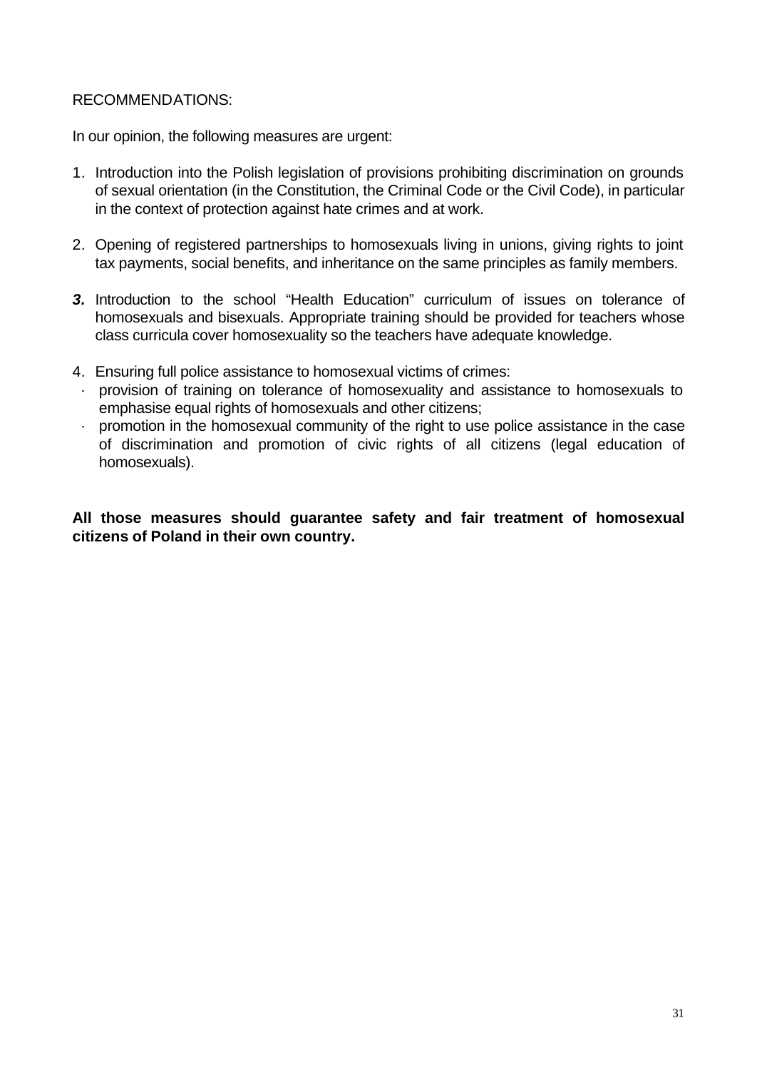RECOMMENDATIONS:

In our opinion, the following measures are urgent:

1. Introduction into the Polish legislation of provisions prohibiting discrimination on grounds of sexual orientation (in the Constitution, the Criminal Code or the Civil Code), in particular in the context of protection against hate crimes and at work.

2. Opening of registered partnerships to homosexuals living in unions, giving rights to joint tax payments, social benefits, and inheritance on the same principles as family members.

3. Introduction to the school "Health Education" curriculum of issues on tolerance of homosexuals and bisexuals. Appropriate training should be provided for teachers whose class curricula cover homosexuality so the teachers have adequate knowledge.

4. Ensuring full police assistance to homosexual victims of crimes:
   - provision of training on tolerance of homosexuality and assistance to homosexuals to emphasise equal rights of homosexuals and other citizens;
   - promotion in the homosexual community of the right to use police assistance in the case of discrimination and promotion of civic rights of all citizens (legal education of homosexuals).

**All those measures should guarantee safety and fair treatment of homosexual citizens of Poland in their own country.**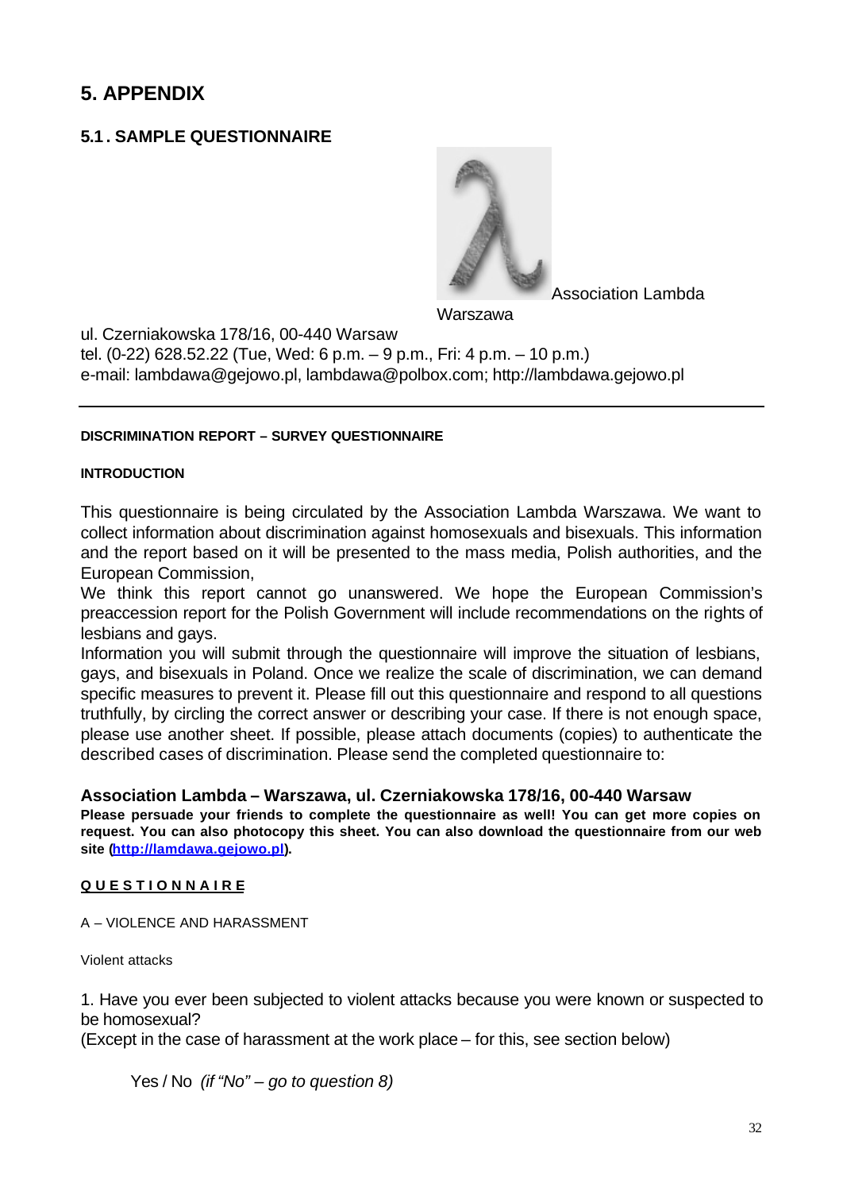# 5. APPENDIX

## 5.1. SAMPLE QUESTIONNAIRE

Association Lambda Warszawa

ul. Czerniakowska 178/16, 00-440 Warsaw
tel. (0-22) 628.52.22 (Tue, Wed: 6 p.m. – 9 p.m., Fri: 4 p.m. – 10 p.m.)
e-mail: lambdawa@gejowo.pl, lambdawa@polbox.com; http://lambdawa.gejowo.pl

---

**DISCRIMINATION REPORT – SURVEY QUESTIONNAIRE**

**INTRODUCTION**

This questionnaire is being circulated by the Association Lambda Warszawa. We want to collect information about discrimination against homosexuals and bisexuals. This information and the report based on it will be presented to the mass media, Polish authorities, and the European Commission,

We think this report cannot go unanswered. We hope the European Commission's preaccession report for the Polish Government will include recommendations on the rights of lesbians and gays.

Information you will submit through the questionnaire will improve the situation of lesbians, gays, and bisexuals in Poland. Once we realize the scale of discrimination, we can demand specific measures to prevent it. Please fill out this questionnaire and respond to all questions truthfully, by circling the correct answer or describing your case. If there is not enough space, please use another sheet. If possible, please attach documents (copies) to authenticate the described cases of discrimination. Please send the completed questionnaire to:

**Association Lambda – Warszawa, ul. Czerniakowska 178/16, 00-440 Warsaw**

**Please persuade your friends to complete the questionnaire as well! You can get more copies on request. You can also photocopy this sheet. You can also download the questionnaire from our web site (http://lamdawa.gejowo.pl).**

**Q U E S T I O N N A I R E**

A – VIOLENCE AND HARASSMENT

Violent attacks

1. Have you ever been subjected to violent attacks because you were known or suspected to be homosexual?
(Except in the case of harassment at the work place – for this, see section below)

Yes / No *(if "No" – go to question 8)*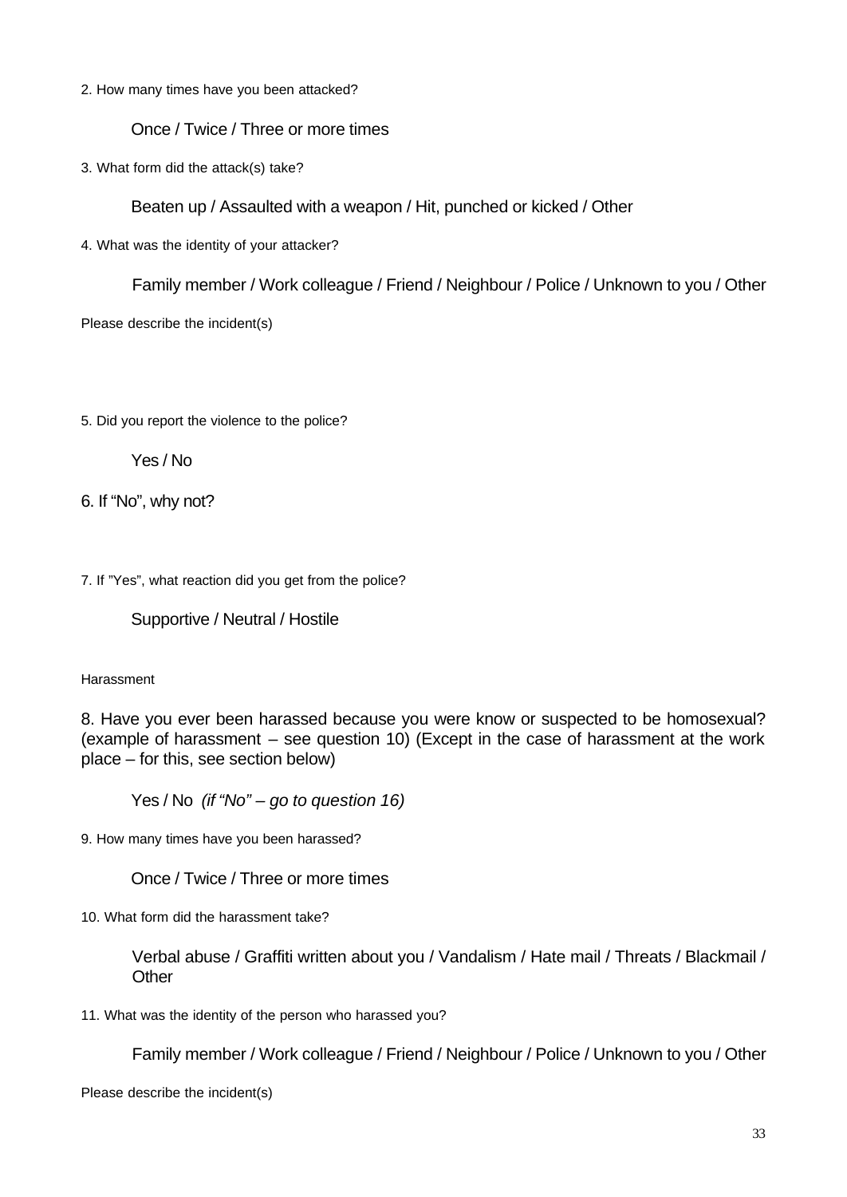2. How many times have you been attacked?

Once / Twice / Three or more times

3. What form did the attack(s) take?

Beaten up / Assaulted with a weapon / Hit, punched or kicked / Other

4. What was the identity of your attacker?

Family member / Work colleague / Friend / Neighbour / Police / Unknown to you / Other

Please describe the incident(s)

5. Did you report the violence to the police?

Yes / No

6. If "No", why not?

7. If "Yes", what reaction did you get from the police?

Supportive / Neutral / Hostile

Harassment

8. Have you ever been harassed because you were know or suspected to be homosexual? (example of harassment – see question 10) (Except in the case of harassment at the work place – for this, see section below)

Yes / No *(if "No" – go to question 16)*

9. How many times have you been harassed?

Once / Twice / Three or more times

10. What form did the harassment take?

Verbal abuse / Graffiti written about you / Vandalism / Hate mail / Threats / Blackmail / Other

11. What was the identity of the person who harassed you?

Family member / Work colleague / Friend / Neighbour / Police / Unknown to you / Other

Please describe the incident(s)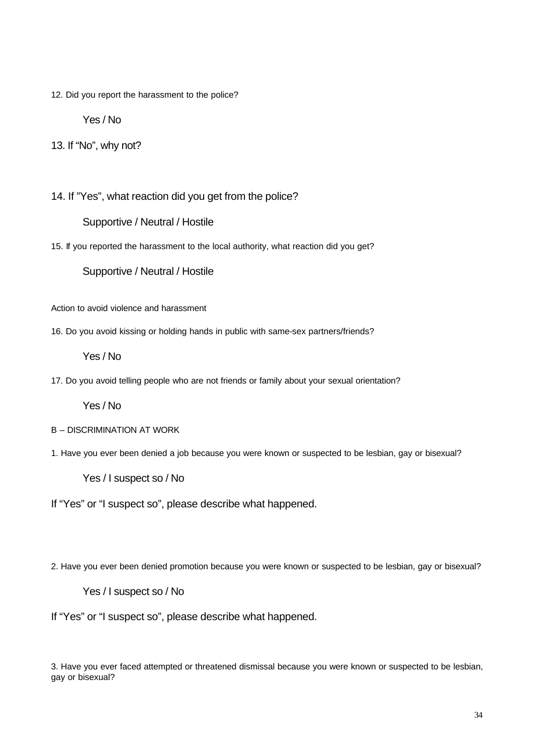12. Did you report the harassment to the police?

Yes / No

13. If "No", why not?

14. If "Yes", what reaction did you get from the police?

Supportive / Neutral / Hostile

15. If you reported the harassment to the local authority, what reaction did you get?

Supportive / Neutral / Hostile

Action to avoid violence and harassment

16. Do you avoid kissing or holding hands in public with same-sex partners/friends?

Yes / No

17. Do you avoid telling people who are not friends or family about your sexual orientation?

Yes / No

B – DISCRIMINATION AT WORK

1. Have you ever been denied a job because you were known or suspected to be lesbian, gay or bisexual?

Yes / I suspect so / No

If "Yes" or "I suspect so", please describe what happened.

2. Have you ever been denied promotion because you were known or suspected to be lesbian, gay or bisexual?

Yes / I suspect so / No

If "Yes" or "I suspect so", please describe what happened.

3. Have you ever faced attempted or threatened dismissal because you were known or suspected to be lesbian, gay or bisexual?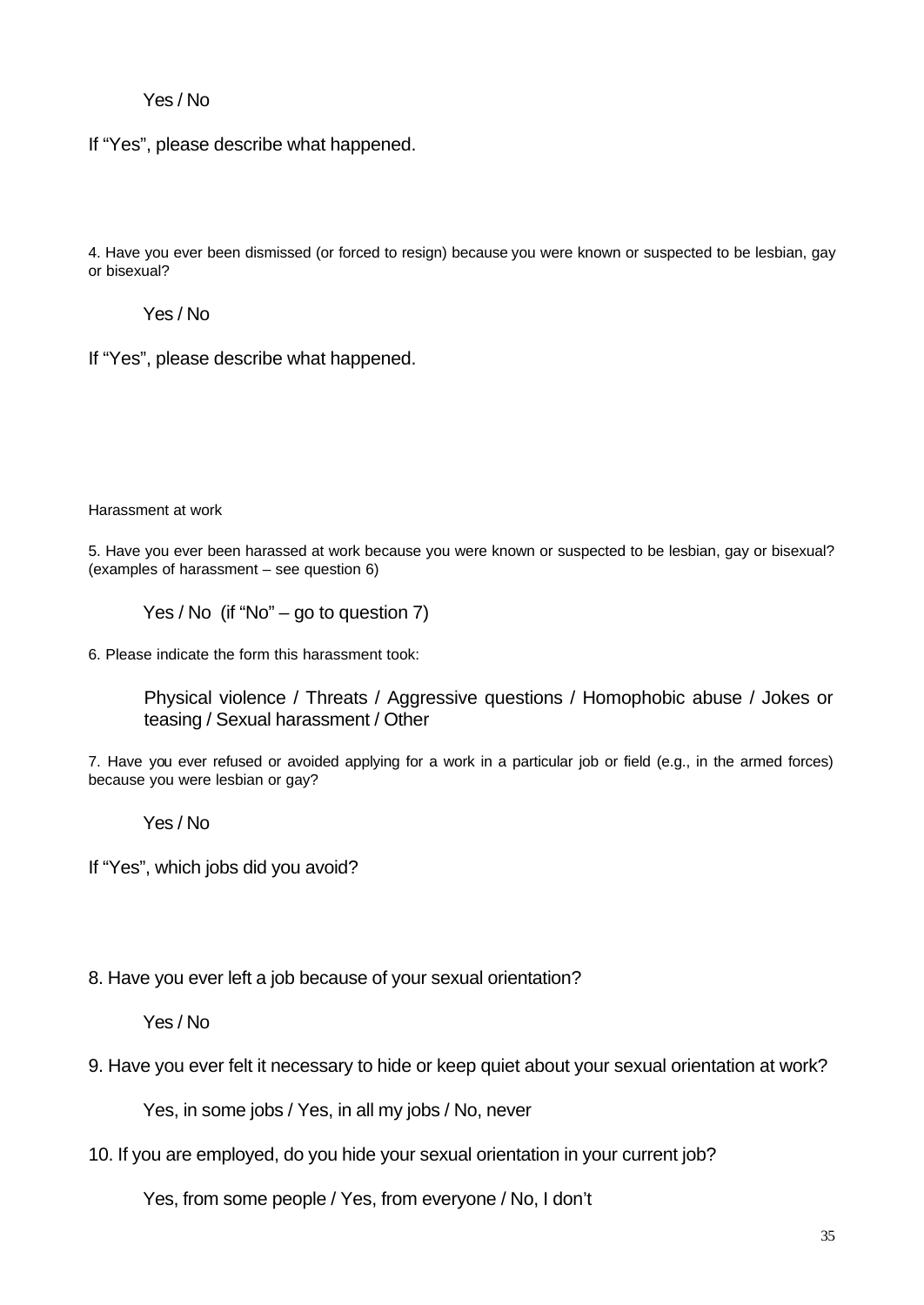Yes / No

If "Yes", please describe what happened.

4. Have you ever been dismissed (or forced to resign) because you were known or suspected to be lesbian, gay or bisexual?

Yes / No

If "Yes", please describe what happened.

Harassment at work

5. Have you ever been harassed at work because you were known or suspected to be lesbian, gay or bisexual? (examples of harassment – see question 6)

Yes / No (if "No" – go to question 7)

6. Please indicate the form this harassment took:

Physical violence / Threats / Aggressive questions / Homophobic abuse / Jokes or teasing / Sexual harassment / Other

7. Have you ever refused or avoided applying for a work in a particular job or field (e.g., in the armed forces) because you were lesbian or gay?

Yes / No

If "Yes", which jobs did you avoid?

8. Have you ever left a job because of your sexual orientation?

Yes / No

9. Have you ever felt it necessary to hide or keep quiet about your sexual orientation at work?

Yes, in some jobs / Yes, in all my jobs / No, never

10. If you are employed, do you hide your sexual orientation in your current job?

Yes, from some people / Yes, from everyone / No, I don't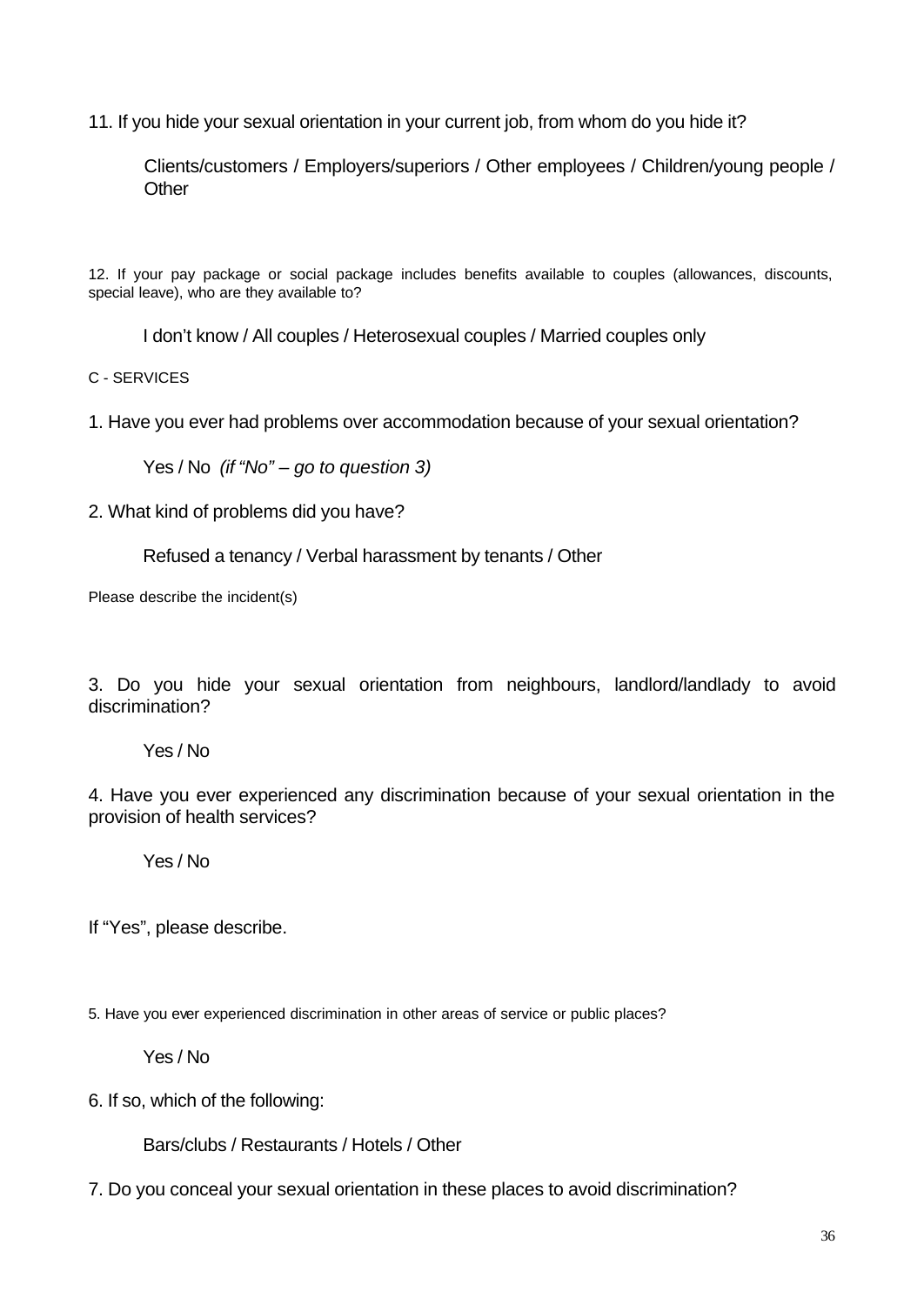11. If you hide your sexual orientation in your current job, from whom do you hide it?

Clients/customers / Employers/superiors / Other employees / Children/young people / Other

12. If your pay package or social package includes benefits available to couples (allowances, discounts, special leave), who are they available to?

I don't know / All couples / Heterosexual couples / Married couples only

C - SERVICES

1. Have you ever had problems over accommodation because of your sexual orientation?

Yes / No *(if "No" – go to question 3)*

2. What kind of problems did you have?

Refused a tenancy / Verbal harassment by tenants / Other

Please describe the incident(s)

3. Do you hide your sexual orientation from neighbours, landlord/landlady to avoid discrimination?

Yes / No

4. Have you ever experienced any discrimination because of your sexual orientation in the provision of health services?

Yes / No

If "Yes", please describe.

5. Have you ever experienced discrimination in other areas of service or public places?

Yes / No

6. If so, which of the following:

Bars/clubs / Restaurants / Hotels / Other

7. Do you conceal your sexual orientation in these places to avoid discrimination?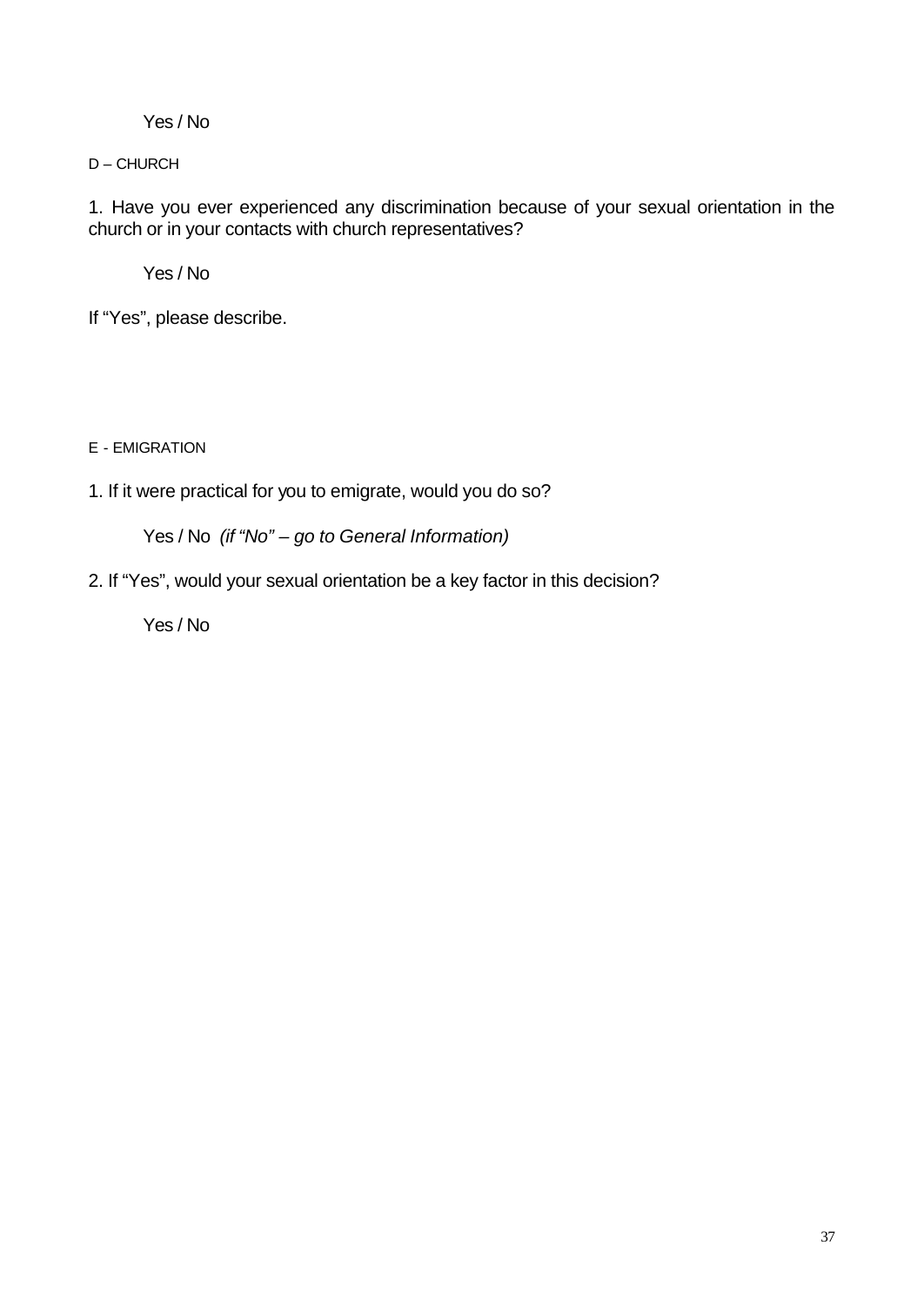Yes / No

D – CHURCH

1. Have you ever experienced any discrimination because of your sexual orientation in the church or in your contacts with church representatives?

Yes / No

If "Yes", please describe.

E - EMIGRATION

1. If it were practical for you to emigrate, would you do so?

Yes / No *(if "No" – go to General Information)*

2. If "Yes", would your sexual orientation be a key factor in this decision?

Yes / No